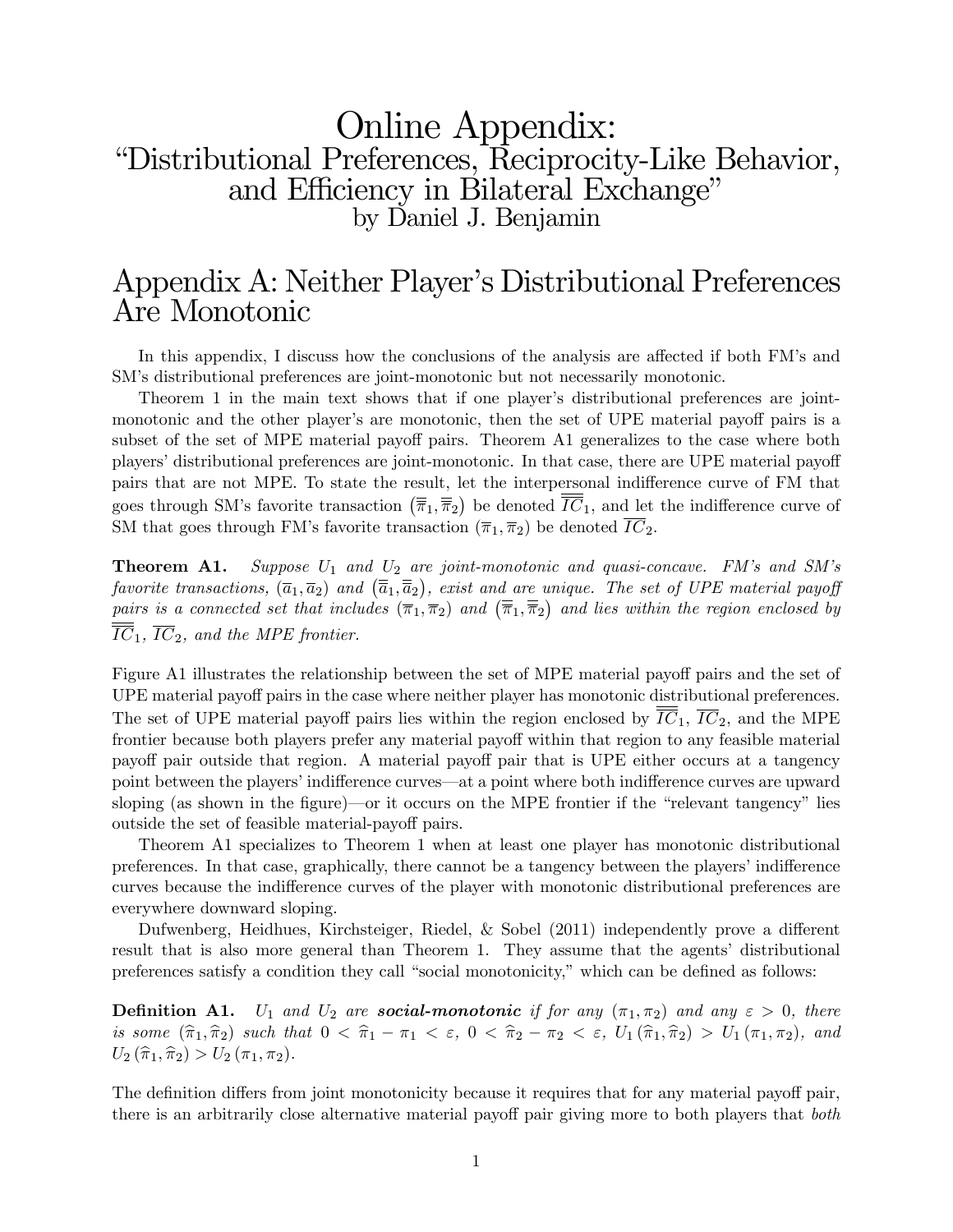# Online Appendix: "Distributional Preferences, Reciprocity-Like Behavior, and Efficiency in Bilateral Exchange"

by Daniel J. Benjamin

# Appendix A: Neither Player's Distributional Preferences Are Monotonic

In this appendix, I discuss how the conclusions of the analysis are affected if both FM's and SM's distributional preferences are joint-monotonic but not necessarily monotonic.

Theorem 1 in the main text shows that if one player's distributional preferences are joint-monotonic and the other player's are monotonic, then the set of UPE material payoff pairs is a subset of the set of MPE material payoff pairs. Theorem A1 generalizes to the case where both players' distributional preferences are joint-monotonic. In that case, there are UPE material payoff pairs that are not MPE. To state the result, let the interpersonal indifference curve of FM that goes through SM's favorite transaction $(\overline{\overline{\pi}}_1, \overline{\overline{\pi}}_2)$ be denoted $\overline{\overline{IC}}_1$, and let the indifference curve of SM that goes through FM's favorite transaction $(\overline{\pi}_1, \overline{\pi}_2)$ be denoted $\overline{IC}_2$.

**Theorem A1.** *Suppose $U_1$ and $U_2$ are joint-monotonic and quasi-concave. FM's and SM's favorite transactions, $(\overline{a}_1, \overline{a}_2)$ and $(\overline{\overline{a}}_1, \overline{\overline{a}}_2)$, exist and are unique. The set of UPE material payoff pairs is a connected set that includes $(\overline{\pi}_1, \overline{\pi}_2)$ and $(\overline{\overline{\pi}}_1, \overline{\overline{\pi}}_2)$ and lies within the region enclosed by $\overline{\overline{IC}}_1$, $\overline{IC}_2$, and the MPE frontier.*

Figure A1 illustrates the relationship between the set of MPE material payoff pairs and the set of UPE material payoff pairs in the case where neither player has monotonic distributional preferences. The set of UPE material payoff pairs lies within the region enclosed by $\overline{\overline{IC}}_1$, $\overline{IC}_2$, and the MPE frontier because both players prefer any material payoff within that region to any feasible material payoff pair outside that region. A material payoff pair that is UPE either occurs at a tangency point between the players' indifference curves—at a point where both indifference curves are upward sloping (as shown in the figure)—or it occurs on the MPE frontier if the "relevant tangency" lies outside the set of feasible material-payoff pairs.

Theorem A1 specializes to Theorem 1 when at least one player has monotonic distributional preferences. In that case, graphically, there cannot be a tangency between the players' indifference curves because the indifference curves of the player with monotonic distributional preferences are everywhere downward sloping.

Dufwenberg, Heidhues, Kirchsteiger, Riedel, & Sobel (2011) independently prove a different result that is also more general than Theorem 1. They assume that the agents' distributional preferences satisfy a condition they call "social monotonicity," which can be defined as follows:

**Definition A1.** *$U_1$ and $U_2$ are **social-monotonic** if for any $(\pi_1, \pi_2)$ and any $\varepsilon > 0$, there is some $(\widehat{\pi}_1, \widehat{\pi}_2)$ such that $0 < \widehat{\pi}_1 - \pi_1 < \varepsilon$, $0 < \widehat{\pi}_2 - \pi_2 < \varepsilon$, $U_1(\widehat{\pi}_1, \widehat{\pi}_2) > U_1(\pi_1, \pi_2)$, and $U_2(\widehat{\pi}_1, \widehat{\pi}_2) > U_2(\pi_1, \pi_2)$.*

The definition differs from joint monotonicity because it requires that for any material payoff pair, there is an arbitrarily close alternative material payoff pair giving more to both players that *both*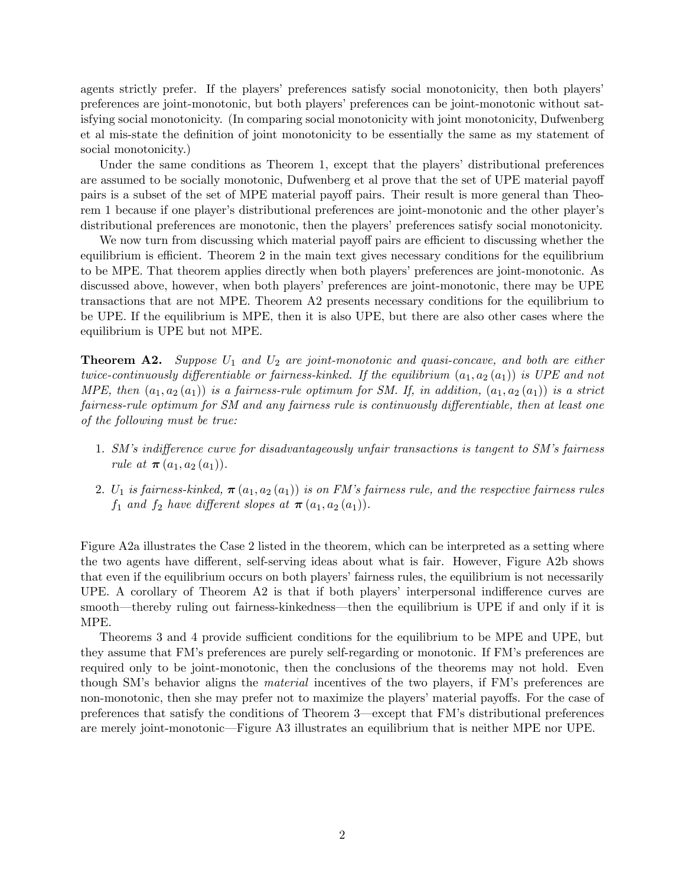agents strictly prefer. If the players' preferences satisfy social monotonicity, then both players' preferences are joint-monotonic, but both players' preferences can be joint-monotonic without satisfying social monotonicity. (In comparing social monotonicity with joint monotonicity, Dufwenberg et al mis-state the definition of joint monotonicity to be essentially the same as my statement of social monotonicity.)

Under the same conditions as Theorem 1, except that the players' distributional preferences are assumed to be socially monotonic, Dufwenberg et al prove that the set of UPE material payoff pairs is a subset of the set of MPE material payoff pairs. Their result is more general than Theorem 1 because if one player's distributional preferences are joint-monotonic and the other player's distributional preferences are monotonic, then the players' preferences satisfy social monotonicity.

We now turn from discussing which material payoff pairs are efficient to discussing whether the equilibrium is efficient. Theorem 2 in the main text gives necessary conditions for the equilibrium to be MPE. That theorem applies directly when both players' preferences are joint-monotonic. As discussed above, however, when both players' preferences are joint-monotonic, there may be UPE transactions that are not MPE. Theorem A2 presents necessary conditions for the equilibrium to be UPE. If the equilibrium is MPE, then it is also UPE, but there are also other cases where the equilibrium is UPE but not MPE.

**Theorem A2.** *Suppose $U_1$ and $U_2$ are joint-monotonic and quasi-concave, and both are either twice-continuously differentiable or fairness-kinked. If the equilibrium $(a_1, a_2(a_1))$ is UPE and not MPE, then $(a_1, a_2(a_1))$ is a fairness-rule optimum for SM. If, in addition, $(a_1, a_2(a_1))$ is a strict fairness-rule optimum for SM and any fairness rule is continuously differentiable, then at least one of the following must be true:*

1. *SM's indifference curve for disadvantageously unfair transactions is tangent to SM's fairness rule at $\boldsymbol{\pi}(a_1, a_2(a_1))$.*
2. *$U_1$ is fairness-kinked, $\boldsymbol{\pi}(a_1, a_2(a_1))$ is on FM's fairness rule, and the respective fairness rules $f_1$ and $f_2$ have different slopes at $\boldsymbol{\pi}(a_1, a_2(a_1))$.*

Figure A2a illustrates the Case 2 listed in the theorem, which can be interpreted as a setting where the two agents have different, self-serving ideas about what is fair. However, Figure A2b shows that even if the equilibrium occurs on both players' fairness rules, the equilibrium is not necessarily UPE. A corollary of Theorem A2 is that if both players' interpersonal indifference curves are smooth—thereby ruling out fairness-kinkedness—then the equilibrium is UPE if and only if it is MPE.

Theorems 3 and 4 provide sufficient conditions for the equilibrium to be MPE and UPE, but they assume that FM's preferences are purely self-regarding or monotonic. If FM's preferences are required only to be joint-monotonic, then the conclusions of the theorems may not hold. Even though SM's behavior aligns the *material* incentives of the two players, if FM's preferences are non-monotonic, then she may prefer not to maximize the players' material payoffs. For the case of preferences that satisfy the conditions of Theorem 3—except that FM's distributional preferences are merely joint-monotonic—Figure A3 illustrates an equilibrium that is neither MPE nor UPE.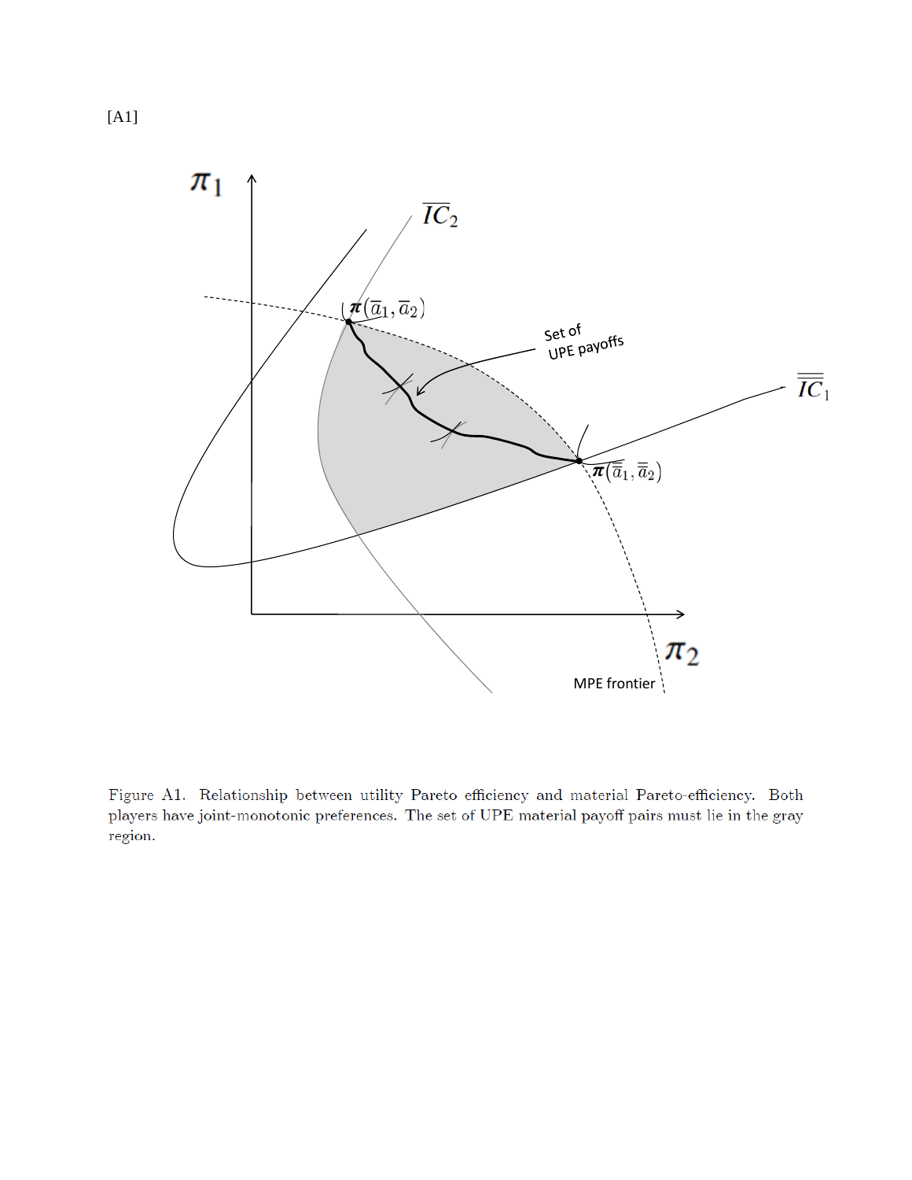[A1]

Figure A1. Relationship between utility Pareto efficiency and material Pareto-efficiency. Both players have joint-monotonic preferences. The set of UPE material payoff pairs must lie in the gray region.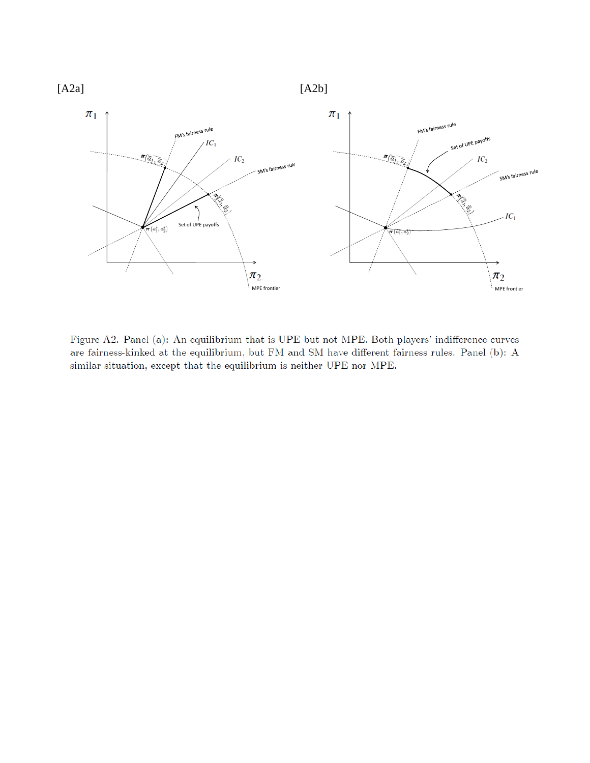[A2a]

[A2b]

Figure A2. Panel (a): An equilibrium that is UPE but not MPE. Both players' indifference curves are fairness-kinked at the equilibrium, but FM and SM have different fairness rules. Panel (b): A similar situation, except that the equilibrium is neither UPE nor MPE.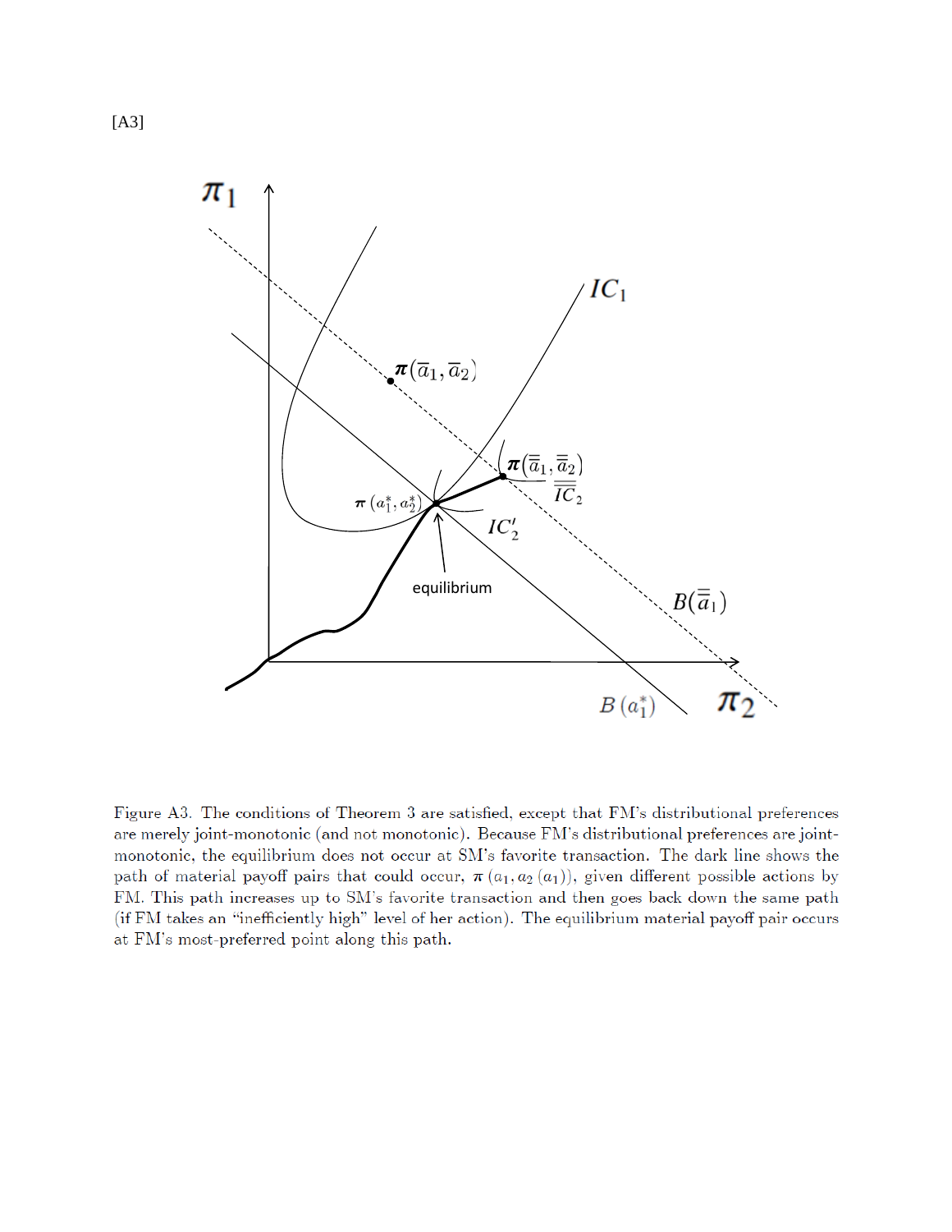[A3]

Figure A3. The conditions of Theorem 3 are satisfied, except that FM's distributional preferences are merely joint-monotonic (and not monotonic). Because FM's distributional preferences are joint-monotonic, the equilibrium does not occur at SM's favorite transaction. The dark line shows the path of material payoff pairs that could occur, $\boldsymbol{\pi}(a_1, a_2(a_1))$, given different possible actions by FM. This path increases up to SM's favorite transaction and then goes back down the same path (if FM takes an "inefficiently high" level of her action). The equilibrium material payoff pair occurs at FM's most-preferred point along this path.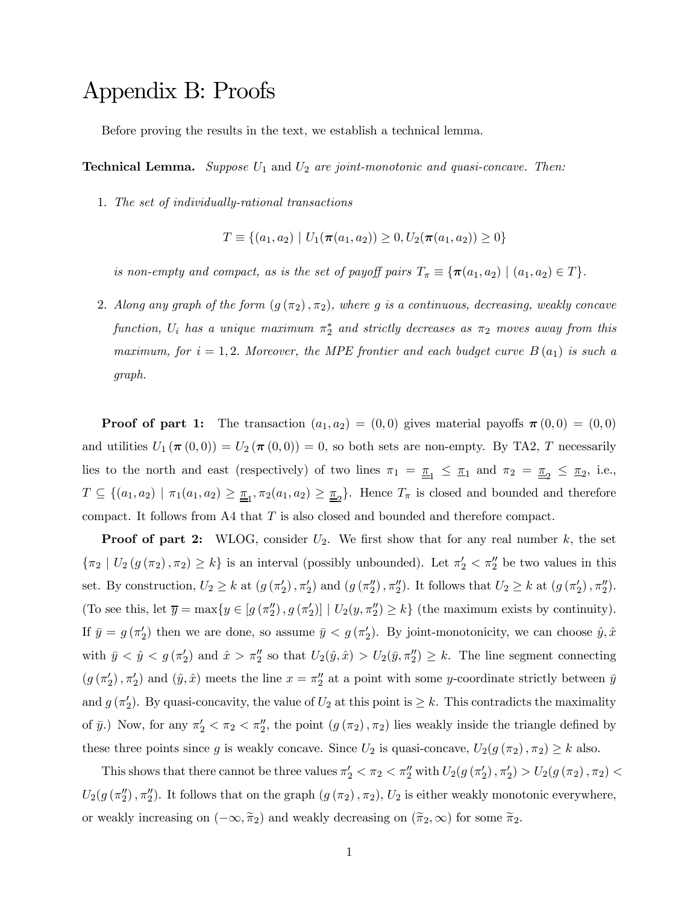# Appendix B: Proofs

Before proving the results in the text, we establish a technical lemma.

**Technical Lemma.** *Suppose* $U_1$ and $U_2$ *are joint-monotonic and quasi-concave. Then:*

1. *The set of individually-rational transactions*

$$T \equiv \{(a_1, a_2) \mid U_1(\boldsymbol{\pi}(a_1, a_2)) \geq 0, U_2(\boldsymbol{\pi}(a_1, a_2)) \geq 0\}$$

   *is non-empty and compact, as is the set of payoff pairs* $T_\pi \equiv \{\boldsymbol{\pi}(a_1, a_2) \mid (a_1, a_2) \in T\}$.

2. *Along any graph of the form* $(g(\pi_2), \pi_2)$, *where* $g$ *is a continuous, decreasing, weakly concave function,* $U_i$ *has a unique maximum* $\pi_2^*$ *and strictly decreases as* $\pi_2$ *moves away from this maximum, for* $i = 1, 2$. *Moreover, the MPE frontier and each budget curve* $B(a_1)$ *is such a graph.*

**Proof of part 1:** The transaction $(a_1, a_2) = (0, 0)$ gives material payoffs $\boldsymbol{\pi}(0, 0) = (0, 0)$ and utilities $U_1(\boldsymbol{\pi}(0, 0)) = U_2(\boldsymbol{\pi}(0, 0)) = 0$, so both sets are non-empty. By TA2, $T$ necessarily lies to the north and east (respectively) of two lines $\pi_1 = \underline{\underline{\pi}}_1 \leq \underline{\pi}_1$ and $\pi_2 = \underline{\underline{\pi}}_2 \leq \underline{\pi}_2$, i.e., $T \subseteq \{(a_1, a_2) \mid \pi_1(a_1, a_2) \geq \underline{\underline{\pi}}_1, \pi_2(a_1, a_2) \geq \underline{\underline{\pi}}_2\}$. Hence $T_\pi$ is closed and bounded and therefore compact. It follows from A4 that $T$ is also closed and bounded and therefore compact.

**Proof of part 2:** WLOG, consider $U_2$. We first show that for any real number $k$, the set $\{\pi_2 \mid U_2(g(\pi_2), \pi_2) \geq k\}$ is an interval (possibly unbounded). Let $\pi_2' < \pi_2''$ be two values in this set. By construction, $U_2 \geq k$ at $(g(\pi_2'), \pi_2')$ and $(g(\pi_2''), \pi_2'')$. It follows that $U_2 \geq k$ at $(g(\pi_2'), \pi_2'')$. (To see this, let $\overline{y} = \max\{y \in [g(\pi_2''), g(\pi_2')] \mid U_2(y, \pi_2'') \geq k\}$ (the maximum exists by continuity). If $\bar{y} = g(\pi_2')$ then we are done, so assume $\bar{y} < g(\pi_2')$. By joint-monotonicity, we can choose $\hat{y}, \hat{x}$ with $\bar{y} < \hat{y} < g(\pi_2')$ and $\hat{x} > \pi_2''$ so that $U_2(\hat{y}, \hat{x}) > U_2(\bar{y}, \pi_2'') \geq k$. The line segment connecting $(g(\pi_2'), \pi_2')$ and $(\hat{y}, \hat{x})$ meets the line $x = \pi_2''$ at a point with some $y$-coordinate strictly between $\bar{y}$ and $g(\pi_2')$. By quasi-concavity, the value of $U_2$ at this point is $\geq k$. This contradicts the maximality of $\bar{y}$.) Now, for any $\pi_2' < \pi_2 < \pi_2''$, the point $(g(\pi_2), \pi_2)$ lies weakly inside the triangle defined by these three points since $g$ is weakly concave. Since $U_2$ is quasi-concave, $U_2(g(\pi_2), \pi_2) \geq k$ also.

This shows that there cannot be three values $\pi_2' < \pi_2 < \pi_2''$ with $U_2(g(\pi_2'), \pi_2') > U_2(g(\pi_2), \pi_2) < U_2(g(\pi_2''), \pi_2'')$. It follows that on the graph $(g(\pi_2), \pi_2)$, $U_2$ is either weakly monotonic everywhere, or weakly increasing on $(-\infty, \widetilde{\pi}_2)$ and weakly decreasing on $(\widetilde{\pi}_2, \infty)$ for some $\widetilde{\pi}_2$.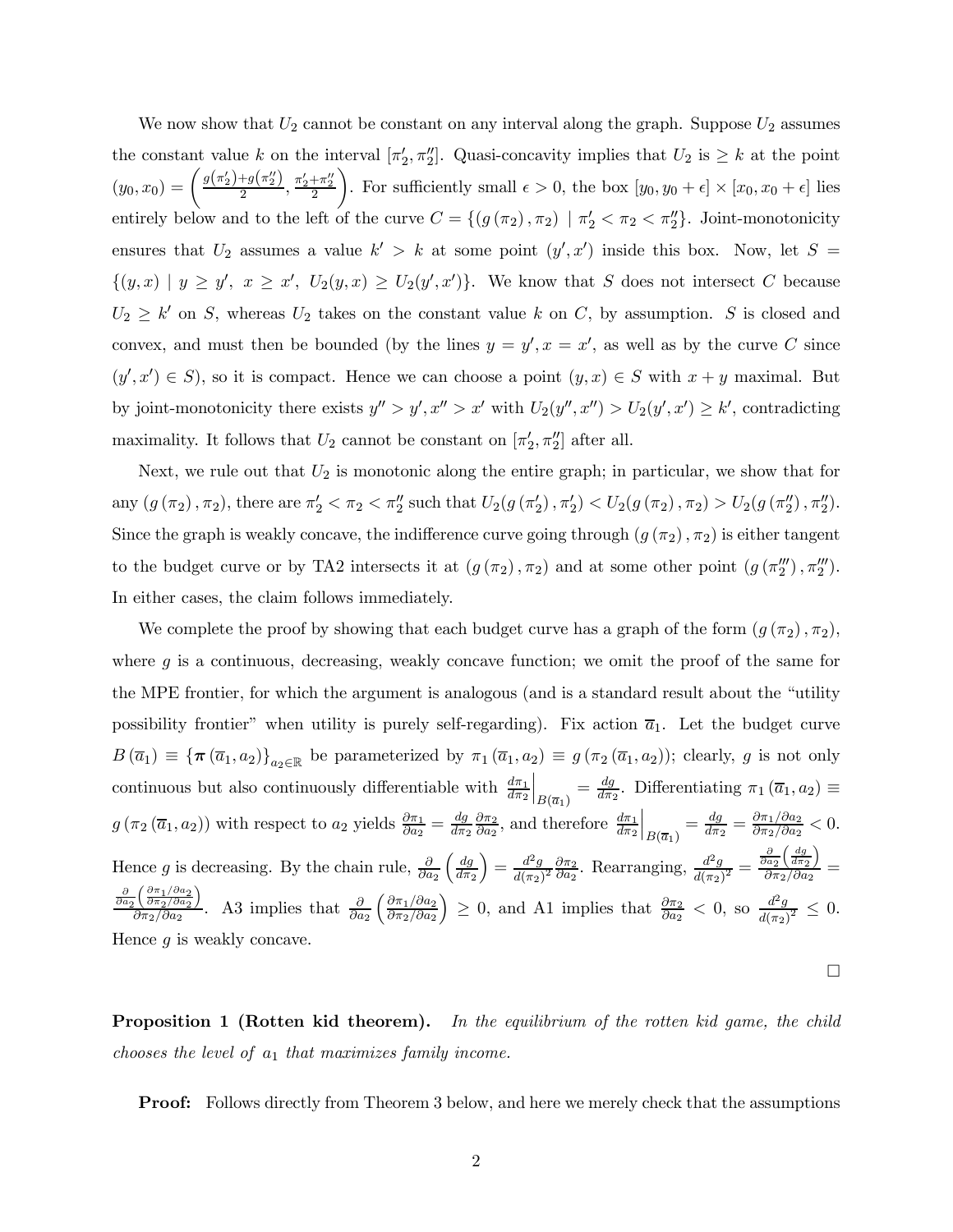We now show that $U_2$ cannot be constant on any interval along the graph. Suppose $U_2$ assumes the constant value $k$ on the interval $[\pi_2', \pi_2'']$. Quasi-concavity implies that $U_2$ is $\geq k$ at the point $(y_0, x_0) = \left(\frac{g(\pi_2')+g(\pi_2'')}{2}, \frac{\pi_2'+\pi_2''}{2}\right)$. For sufficiently small $\epsilon > 0$, the box $[y_0, y_0+\epsilon] \times [x_0, x_0+\epsilon]$ lies entirely below and to the left of the curve $C = \{(g(\pi_2), \pi_2) \mid \pi_2' < \pi_2 < \pi_2''\}$. Joint-monotonicity ensures that $U_2$ assumes a value $k' > k$ at some point $(y', x')$ inside this box. Now, let $S = \{(y, x) \mid y \geq y',\ x \geq x',\ U_2(y, x) \geq U_2(y', x')\}$. We know that $S$ does not intersect $C$ because $U_2 \geq k'$ on $S$, whereas $U_2$ takes on the constant value $k$ on $C$, by assumption. $S$ is closed and convex, and must then be bounded (by the lines $y = y', x = x'$, as well as by the curve $C$ since $(y', x') \in S$), so it is compact. Hence we can choose a point $(y, x) \in S$ with $x + y$ maximal. But by joint-monotonicity there exists $y'' > y', x'' > x'$ with $U_2(y'', x'') > U_2(y', x') \geq k'$, contradicting maximality. It follows that $U_2$ cannot be constant on $[\pi_2', \pi_2'']$ after all.

Next, we rule out that $U_2$ is monotonic along the entire graph; in particular, we show that for any $(g(\pi_2), \pi_2)$, there are $\pi_2' < \pi_2 < \pi_2''$ such that $U_2(g(\pi_2'), \pi_2') < U_2(g(\pi_2), \pi_2) > U_2(g(\pi_2''), \pi_2'')$. Since the graph is weakly concave, the indifference curve going through $(g(\pi_2), \pi_2)$ is either tangent to the budget curve or by TA2 intersects it at $(g(\pi_2), \pi_2)$ and at some other point $(g(\pi_2'''), \pi_2''')$. In either cases, the claim follows immediately.

We complete the proof by showing that each budget curve has a graph of the form $(g(\pi_2), \pi_2)$, where $g$ is a continuous, decreasing, weakly concave function; we omit the proof of the same for the MPE frontier, for which the argument is analogous (and is a standard result about the "utility possibility frontier" when utility is purely self-regarding). Fix action $\overline{a}_1$. Let the budget curve $B(\overline{a}_1) \equiv \{\boldsymbol{\pi}(\overline{a}_1, a_2)\}_{a_2 \in \mathbb{R}}$ be parameterized by $\pi_1(\overline{a}_1, a_2) \equiv g(\pi_2(\overline{a}_1, a_2))$; clearly, $g$ is not only continuous but also continuously differentiable with $\left.\frac{d\pi_1}{d\pi_2}\right|_{B(\overline{a}_1)} = \frac{dg}{d\pi_2}$. Differentiating $\pi_1(\overline{a}_1, a_2) \equiv g(\pi_2(\overline{a}_1, a_2))$ with respect to $a_2$ yields $\frac{\partial \pi_1}{\partial a_2} = \frac{dg}{d\pi_2}\frac{\partial \pi_2}{\partial a_2}$, and therefore $\left.\frac{d\pi_1}{d\pi_2}\right|_{B(\overline{a}_1)} = \frac{dg}{d\pi_2} = \frac{\partial \pi_1/\partial a_2}{\partial \pi_2/\partial a_2} < 0$. Hence $g$ is decreasing. By the chain rule, $\frac{\partial}{\partial a_2}\left(\frac{dg}{d\pi_2}\right) = \frac{d^2 g}{d(\pi_2)^2}\frac{\partial \pi_2}{\partial a_2}$. Rearranging, $\frac{d^2 g}{d(\pi_2)^2} = \frac{\frac{\partial}{\partial a_2}\left(\frac{dg}{d\pi_2}\right)}{\partial \pi_2/\partial a_2} = \frac{\frac{\partial}{\partial a_2}\left(\frac{\partial \pi_1/\partial a_2}{\partial \pi_2/\partial a_2}\right)}{\partial \pi_2/\partial a_2}$. A3 implies that $\frac{\partial}{\partial a_2}\left(\frac{\partial \pi_1/\partial a_2}{\partial \pi_2/\partial a_2}\right) \geq 0$, and A1 implies that $\frac{\partial \pi_2}{\partial a_2} < 0$, so $\frac{d^2 g}{d(\pi_2)^2} \leq 0$. Hence $g$ is weakly concave.

□

**Proposition 1 (Rotten kid theorem).** *In the equilibrium of the rotten kid game, the child chooses the level of $a_1$ that maximizes family income.*

**Proof:** Follows directly from Theorem 3 below, and here we merely check that the assumptions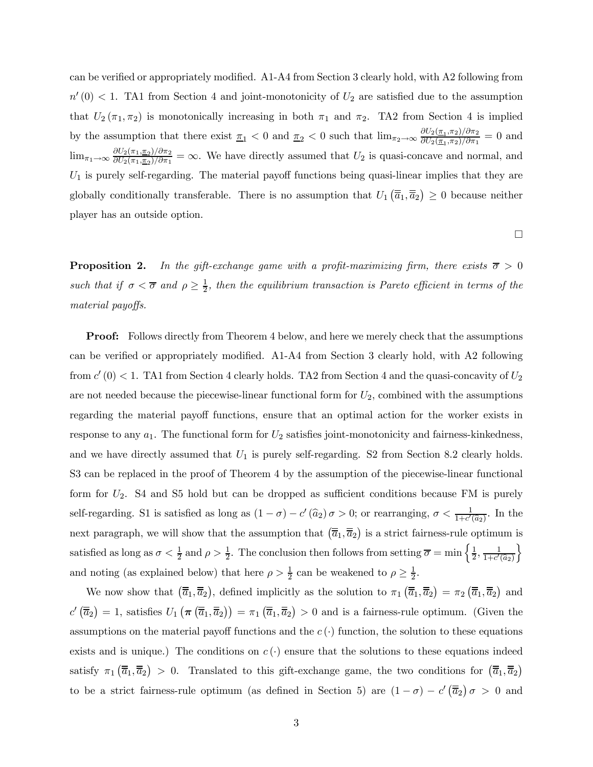can be verified or appropriately modified. A1-A4 from Section 3 clearly hold, with A2 following from $n'(0) < 1$. TA1 from Section 4 and joint-monotonicity of $U_2$ are satisfied due to the assumption that $U_2(\pi_1, \pi_2)$ is monotonically increasing in both $\pi_1$ and $\pi_2$. TA2 from Section 4 is implied by the assumption that there exist $\underline{\pi}_1 < 0$ and $\underline{\pi}_2 < 0$ such that $\lim_{\pi_2 \to \infty} \frac{\partial U_2(\underline{\pi}_1, \pi_2)/\partial \pi_2}{\partial U_2(\underline{\pi}_1, \pi_2)/\partial \pi_1} = 0$ and $\lim_{\pi_1 \to \infty} \frac{\partial U_2(\pi_1, \underline{\pi}_2)/\partial \pi_2}{\partial U_2(\pi_1, \underline{\pi}_2)/\partial \pi_1} = \infty$. We have directly assumed that $U_2$ is quasi-concave and normal, and $U_1$ is purely self-regarding. The material payoff functions being quasi-linear implies that they are globally conditionally transferable. There is no assumption that $U_1(\overline{\overline{a}}_1, \overline{\overline{a}}_2) \geq 0$ because neither player has an outside option.

□

**Proposition 2.** *In the gift-exchange game with a profit-maximizing firm, there exists $\overline{\sigma} > 0$ such that if $\sigma < \overline{\sigma}$ and $\rho \geq \frac{1}{2}$, then the equilibrium transaction is Pareto efficient in terms of the material payoffs.*

**Proof:** Follows directly from Theorem 4 below, and here we merely check that the assumptions can be verified or appropriately modified. A1-A4 from Section 3 clearly hold, with A2 following from $c'(0) < 1$. TA1 from Section 4 clearly holds. TA2 from Section 4 and the quasi-concavity of $U_2$ are not needed because the piecewise-linear functional form for $U_2$, combined with the assumptions regarding the material payoff functions, ensure that an optimal action for the worker exists in response to any $a_1$. The functional form for $U_2$ satisfies joint-monotonicity and fairness-kinkedness, and we have directly assumed that $U_1$ is purely self-regarding. S2 from Section 8.2 clearly holds. S3 can be replaced in the proof of Theorem 4 by the assumption of the piecewise-linear functional form for $U_2$. S4 and S5 hold but can be dropped as sufficient conditions because FM is purely self-regarding. S1 is satisfied as long as $(1 - \sigma) - c'(\widehat{a}_2)\sigma > 0$; or rearranging, $\sigma < \frac{1}{1 + c'(\widehat{a}_2)}$. In the next paragraph, we will show that the assumption that $(\overline{\overline{a}}_1, \overline{\overline{a}}_2)$ is a strict fairness-rule optimum is satisfied as long as $\sigma < \frac{1}{2}$ and $\rho > \frac{1}{2}$. The conclusion then follows from setting $\overline{\sigma} = \min\left\{\frac{1}{2}, \frac{1}{1 + c'(\widehat{a}_2)}\right\}$ and noting (as explained below) that here $\rho > \frac{1}{2}$ can be weakened to $\rho \geq \frac{1}{2}$.

We now show that $(\overline{\overline{a}}_1, \overline{\overline{a}}_2)$, defined implicitly as the solution to $\pi_1(\overline{\overline{a}}_1, \overline{\overline{a}}_2) = \pi_2(\overline{\overline{a}}_1, \overline{\overline{a}}_2)$ and $c'(\overline{\overline{a}}_2) = 1$, satisfies $U_1(\boldsymbol{\pi}(\overline{\overline{a}}_1, \overline{\overline{a}}_2)) = \pi_1(\overline{\overline{a}}_1, \overline{\overline{a}}_2) > 0$ and is a fairness-rule optimum. (Given the assumptions on the material payoff functions and the $c(\cdot)$ function, the solution to these equations exists and is unique.) The conditions on $c(\cdot)$ ensure that the solutions to these equations indeed satisfy $\pi_1(\overline{\overline{a}}_1, \overline{\overline{a}}_2) > 0$. Translated to this gift-exchange game, the two conditions for $(\overline{\overline{a}}_1, \overline{\overline{a}}_2)$ to be a strict fairness-rule optimum (as defined in Section 5) are $(1 - \sigma) - c'(\overline{\overline{a}}_2)\sigma > 0$ and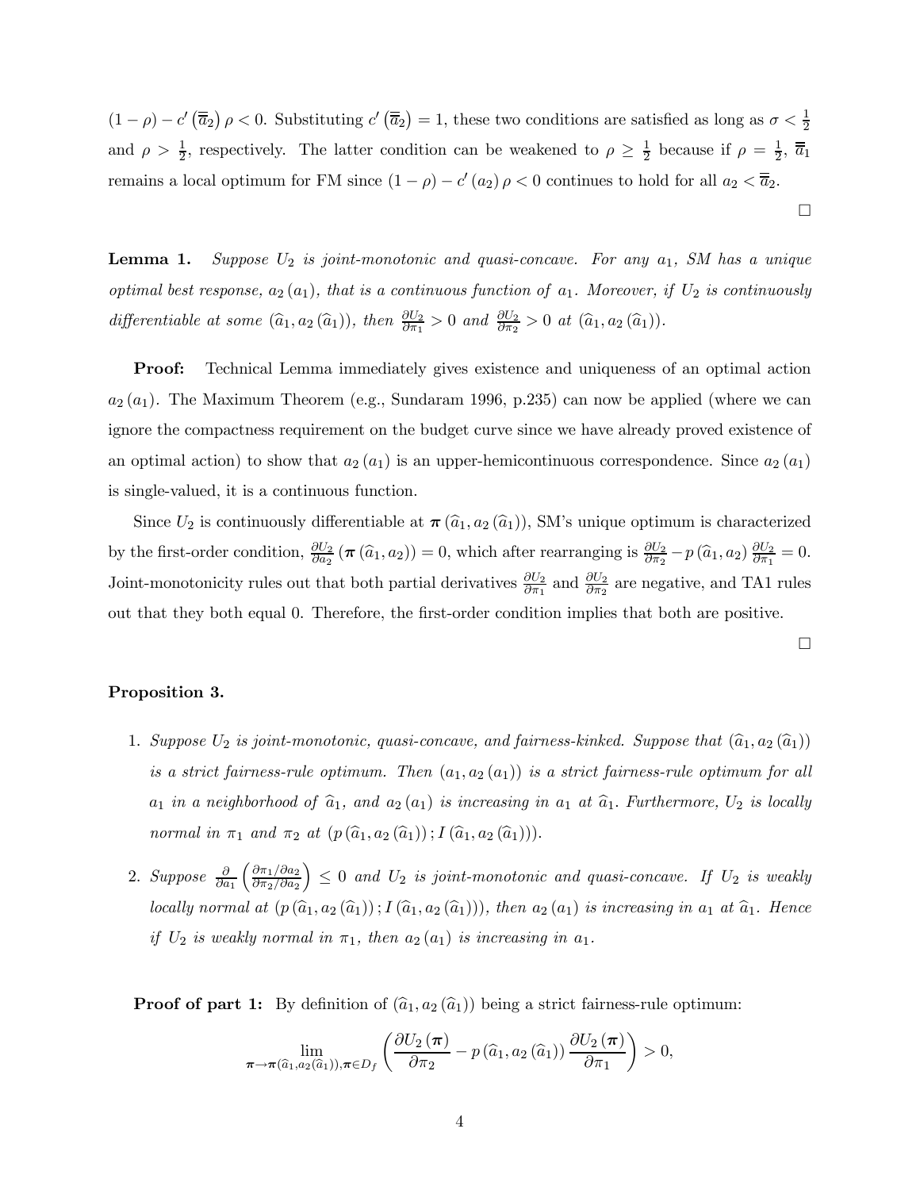$(1-\rho) - c'(\overline{\overline{a}}_2)\rho < 0$. Substituting $c'(\overline{\overline{a}}_2) = 1$, these two conditions are satisfied as long as $\sigma < \frac{1}{2}$ and $\rho > \frac{1}{2}$, respectively. The latter condition can be weakened to $\rho \geq \frac{1}{2}$ because if $\rho = \frac{1}{2}$, $\overline{\overline{a}}_1$ remains a local optimum for FM since $(1-\rho) - c'(a_2)\rho < 0$ continues to hold for all $a_2 < \overline{\overline{a}}_2$.

□

**Lemma 1.** *Suppose $U_2$ is joint-monotonic and quasi-concave. For any $a_1$, SM has a unique optimal best response, $a_2(a_1)$, that is a continuous function of $a_1$. Moreover, if $U_2$ is continuously differentiable at some $(\widehat{a}_1, a_2(\widehat{a}_1))$, then $\frac{\partial U_2}{\partial \pi_1} > 0$ and $\frac{\partial U_2}{\partial \pi_2} > 0$ at $(\widehat{a}_1, a_2(\widehat{a}_1))$.*

**Proof:** Technical Lemma immediately gives existence and uniqueness of an optimal action $a_2(a_1)$. The Maximum Theorem (e.g., Sundaram 1996, p.235) can now be applied (where we can ignore the compactness requirement on the budget curve since we have already proved existence of an optimal action) to show that $a_2(a_1)$ is an upper-hemicontinuous correspondence. Since $a_2(a_1)$ is single-valued, it is a continuous function.

Since $U_2$ is continuously differentiable at $\boldsymbol{\pi}(\widehat{a}_1, a_2(\widehat{a}_1))$, SM's unique optimum is characterized by the first-order condition, $\frac{\partial U_2}{\partial a_2}(\boldsymbol{\pi}(\widehat{a}_1, a_2)) = 0$, which after rearranging is $\frac{\partial U_2}{\partial \pi_2} - p(\widehat{a}_1, a_2)\frac{\partial U_2}{\partial \pi_1} = 0$. Joint-monotonicity rules out that both partial derivatives $\frac{\partial U_2}{\partial \pi_1}$ and $\frac{\partial U_2}{\partial \pi_2}$ are negative, and TA1 rules out that they both equal 0. Therefore, the first-order condition implies that both are positive.

□

**Proposition 3.**

1. *Suppose $U_2$ is joint-monotonic, quasi-concave, and fairness-kinked. Suppose that $(\widehat{a}_1, a_2(\widehat{a}_1))$ is a strict fairness-rule optimum. Then $(a_1, a_2(a_1))$ is a strict fairness-rule optimum for all $a_1$ in a neighborhood of $\widehat{a}_1$, and $a_2(a_1)$ is increasing in $a_1$ at $\widehat{a}_1$. Furthermore, $U_2$ is locally normal in $\pi_1$ and $\pi_2$ at $(p(\widehat{a}_1, a_2(\widehat{a}_1)); I(\widehat{a}_1, a_2(\widehat{a}_1)))$.*

2. *Suppose $\frac{\partial}{\partial a_1}\left(\frac{\partial \pi_1/\partial a_2}{\partial \pi_2/\partial a_2}\right) \leq 0$ and $U_2$ is joint-monotonic and quasi-concave. If $U_2$ is weakly locally normal at $(p(\widehat{a}_1, a_2(\widehat{a}_1)); I(\widehat{a}_1, a_2(\widehat{a}_1)))$, then $a_2(a_1)$ is increasing in $a_1$ at $\widehat{a}_1$. Hence if $U_2$ is weakly normal in $\pi_1$, then $a_2(a_1)$ is increasing in $a_1$.*

**Proof of part 1:** By definition of $(\widehat{a}_1, a_2(\widehat{a}_1))$ being a strict fairness-rule optimum:

$$\lim_{\boldsymbol{\pi} \to \boldsymbol{\pi}(\widehat{a}_1, a_2(\widehat{a}_1)), \boldsymbol{\pi} \in D_f} \left( \frac{\partial U_2(\boldsymbol{\pi})}{\partial \pi_2} - p(\widehat{a}_1, a_2(\widehat{a}_1)) \frac{\partial U_2(\boldsymbol{\pi})}{\partial \pi_1} \right) > 0,$$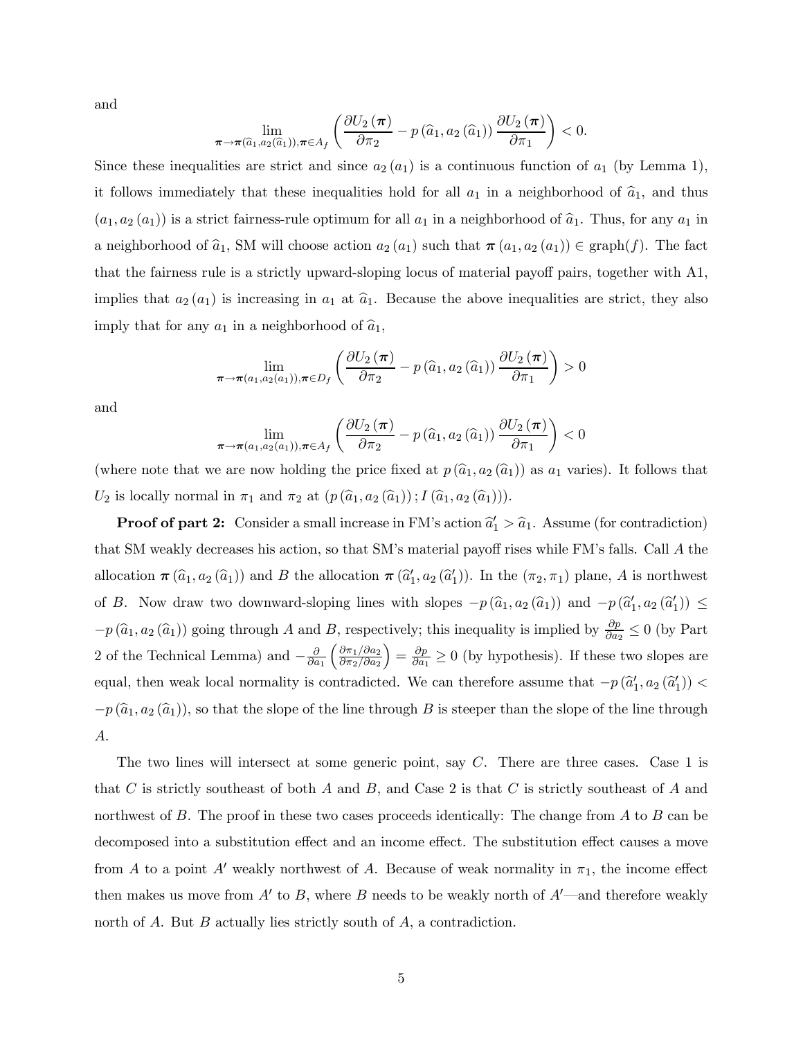and

$$\lim_{\boldsymbol{\pi} \to \boldsymbol{\pi}(\widehat{a}_1, a_2(\widehat{a}_1)), \boldsymbol{\pi} \in A_f} \left( \frac{\partial U_2(\boldsymbol{\pi})}{\partial \pi_2} - p(\widehat{a}_1, a_2(\widehat{a}_1)) \frac{\partial U_2(\boldsymbol{\pi})}{\partial \pi_1} \right) < 0.$$

Since these inequalities are strict and since $a_2(a_1)$ is a continuous function of $a_1$ (by Lemma 1), it follows immediately that these inequalities hold for all $a_1$ in a neighborhood of $\widehat{a}_1$, and thus $(a_1, a_2(a_1))$ is a strict fairness-rule optimum for all $a_1$ in a neighborhood of $\widehat{a}_1$. Thus, for any $a_1$ in a neighborhood of $\widehat{a}_1$, SM will choose action $a_2(a_1)$ such that $\boldsymbol{\pi}(a_1, a_2(a_1)) \in \text{graph}(f)$. The fact that the fairness rule is a strictly upward-sloping locus of material payoff pairs, together with A1, implies that $a_2(a_1)$ is increasing in $a_1$ at $\widehat{a}_1$. Because the above inequalities are strict, they also imply that for any $a_1$ in a neighborhood of $\widehat{a}_1$,

$$\lim_{\boldsymbol{\pi} \to \boldsymbol{\pi}(a_1, a_2(a_1)), \boldsymbol{\pi} \in D_f} \left( \frac{\partial U_2(\boldsymbol{\pi})}{\partial \pi_2} - p(\widehat{a}_1, a_2(\widehat{a}_1)) \frac{\partial U_2(\boldsymbol{\pi})}{\partial \pi_1} \right) > 0$$

and

$$\lim_{\boldsymbol{\pi} \to \boldsymbol{\pi}(a_1, a_2(a_1)), \boldsymbol{\pi} \in A_f} \left( \frac{\partial U_2(\boldsymbol{\pi})}{\partial \pi_2} - p(\widehat{a}_1, a_2(\widehat{a}_1)) \frac{\partial U_2(\boldsymbol{\pi})}{\partial \pi_1} \right) < 0$$

(where note that we are now holding the price fixed at $p(\widehat{a}_1, a_2(\widehat{a}_1))$ as $a_1$ varies). It follows that $U_2$ is locally normal in $\pi_1$ and $\pi_2$ at $(p(\widehat{a}_1, a_2(\widehat{a}_1)); I(\widehat{a}_1, a_2(\widehat{a}_1)))$.

**Proof of part 2:** Consider a small increase in FM's action $\widehat{a}_1' > \widehat{a}_1$. Assume (for contradiction) that SM weakly decreases his action, so that SM's material payoff rises while FM's falls. Call $A$ the allocation $\boldsymbol{\pi}(\widehat{a}_1, a_2(\widehat{a}_1))$ and $B$ the allocation $\boldsymbol{\pi}(\widehat{a}_1', a_2(\widehat{a}_1'))$. In the $(\pi_2, \pi_1)$ plane, $A$ is northwest of $B$. Now draw two downward-sloping lines with slopes $-p(\widehat{a}_1, a_2(\widehat{a}_1))$ and $-p(\widehat{a}_1', a_2(\widehat{a}_1')) \leq -p(\widehat{a}_1, a_2(\widehat{a}_1))$ going through $A$ and $B$, respectively; this inequality is implied by $\frac{\partial p}{\partial a_2} \leq 0$ (by Part 2 of the Technical Lemma) and $-\frac{\partial}{\partial a_1}\left(\frac{\partial \pi_1/\partial a_2}{\partial \pi_2/\partial a_2}\right) = \frac{\partial p}{\partial a_1} \geq 0$ (by hypothesis). If these two slopes are equal, then weak local normality is contradicted. We can therefore assume that $-p(\widehat{a}_1', a_2(\widehat{a}_1')) < -p(\widehat{a}_1, a_2(\widehat{a}_1))$, so that the slope of the line through $B$ is steeper than the slope of the line through $A$.

The two lines will intersect at some generic point, say $C$. There are three cases. Case 1 is that $C$ is strictly southeast of both $A$ and $B$, and Case 2 is that $C$ is strictly southeast of $A$ and northwest of $B$. The proof in these two cases proceeds identically: The change from $A$ to $B$ can be decomposed into a substitution effect and an income effect. The substitution effect causes a move from $A$ to a point $A'$ weakly northwest of $A$. Because of weak normality in $\pi_1$, the income effect then makes us move from $A'$ to $B$, where $B$ needs to be weakly north of $A'$—and therefore weakly north of $A$. But $B$ actually lies strictly south of $A$, a contradiction.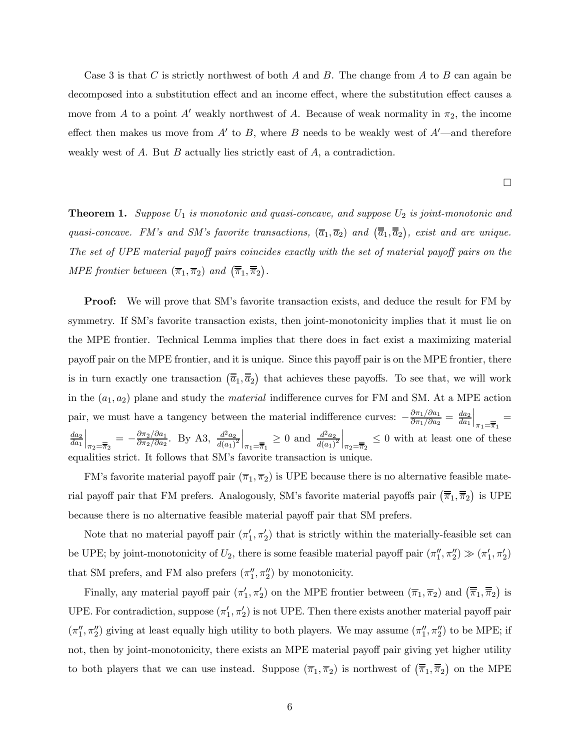Case 3 is that $C$ is strictly northwest of both $A$ and $B$. The change from $A$ to $B$ can again be decomposed into a substitution effect and an income effect, where the substitution effect causes a move from $A$ to a point $A'$ weakly northwest of $A$. Because of weak normality in $\pi_2$, the income effect then makes us move from $A'$ to $B$, where $B$ needs to be weakly west of $A'$—and therefore weakly west of $A$. But $B$ actually lies strictly east of $A$, a contradiction.

□

**Theorem 1.** *Suppose $U_1$ is monotonic and quasi-concave, and suppose $U_2$ is joint-monotonic and quasi-concave. FM's and SM's favorite transactions, $(\overline{a}_1, \overline{a}_2)$ and $(\overline{\overline{a}}_1, \overline{\overline{a}}_2)$, exist and are unique. The set of UPE material payoff pairs coincides exactly with the set of material payoff pairs on the MPE frontier between $(\overline{\pi}_1, \overline{\pi}_2)$ and $(\overline{\overline{\pi}}_1, \overline{\overline{\pi}}_2)$.*

**Proof:** We will prove that SM's favorite transaction exists, and deduce the result for FM by symmetry. If SM's favorite transaction exists, then joint-monotonicity implies that it must lie on the MPE frontier. Technical Lemma implies that there does in fact exist a maximizing material payoff pair on the MPE frontier, and it is unique. Since this payoff pair is on the MPE frontier, there is in turn exactly one transaction $(\overline{\overline{a}}_1, \overline{\overline{a}}_2)$ that achieves these payoffs. To see that, we will work in the $(a_1, a_2)$ plane and study the *material* indifference curves for FM and SM. At a MPE action pair, we must have a tangency between the material indifference curves: $-\frac{\partial \pi_1/\partial a_1}{\partial \pi_1/\partial a_2} = \left.\frac{da_2}{da_1}\right|_{\pi_1=\overline{\overline{\pi}}_1} = \left.\frac{da_2}{da_1}\right|_{\pi_2=\overline{\overline{\pi}}_2} = -\frac{\partial \pi_2/\partial a_1}{\partial \pi_2/\partial a_2}$. By A3, $\left.\frac{d^2 a_2}{d(a_1)^2}\right|_{\pi_1=\overline{\overline{\pi}}_1} \geq 0$ and $\left.\frac{d^2 a_2}{d(a_1)^2}\right|_{\pi_2=\overline{\overline{\pi}}_2} \leq 0$ with at least one of these equalities strict. It follows that SM's favorite transaction is unique.

FM's favorite material payoff pair $(\overline{\pi}_1, \overline{\pi}_2)$ is UPE because there is no alternative feasible material payoff pair that FM prefers. Analogously, SM's favorite material payoffs pair $(\overline{\overline{\pi}}_1, \overline{\overline{\pi}}_2)$ is UPE because there is no alternative feasible material payoff pair that SM prefers.

Note that no material payoff pair $(\pi_1', \pi_2')$ that is strictly within the materially-feasible set can be UPE; by joint-monotonicity of $U_2$, there is some feasible material payoff pair $(\pi_1'', \pi_2'') \gg (\pi_1', \pi_2')$ that SM prefers, and FM also prefers $(\pi_1'', \pi_2'')$ by monotonicity.

Finally, any material payoff pair $(\pi_1', \pi_2')$ on the MPE frontier between $(\overline{\pi}_1, \overline{\pi}_2)$ and $(\overline{\overline{\pi}}_1, \overline{\overline{\pi}}_2)$ is UPE. For contradiction, suppose $(\pi_1', \pi_2')$ is not UPE. Then there exists another material payoff pair $(\pi_1'', \pi_2'')$ giving at least equally high utility to both players. We may assume $(\pi_1'', \pi_2'')$ to be MPE; if not, then by joint-monotonicity, there exists an MPE material payoff pair giving yet higher utility to both players that we can use instead. Suppose $(\overline{\pi}_1, \overline{\pi}_2)$ is northwest of $(\overline{\overline{\pi}}_1, \overline{\overline{\pi}}_2)$ on the MPE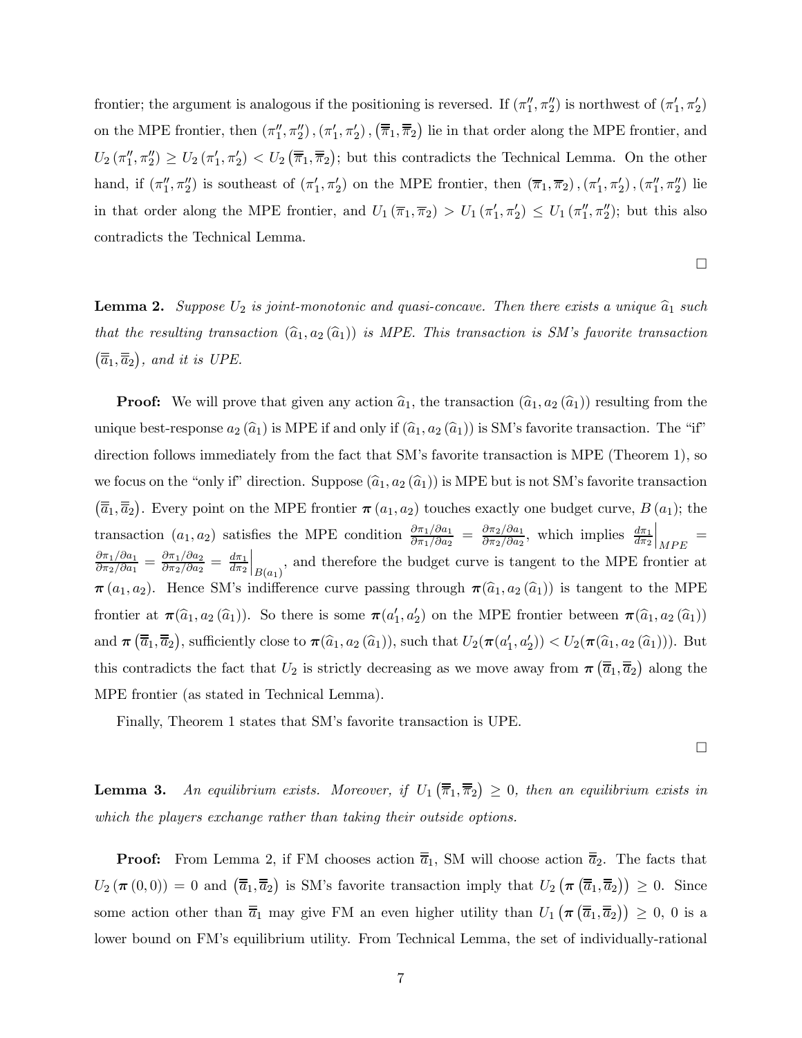frontier; the argument is analogous if the positioning is reversed. If $(\pi_1'', \pi_2'')$ is northwest of $(\pi_1', \pi_2')$ on the MPE frontier, then $(\pi_1'', \pi_2''), (\pi_1', \pi_2'), (\overline{\overline{\pi}}_1, \overline{\overline{\pi}}_2)$ lie in that order along the MPE frontier, and $U_2(\pi_1'', \pi_2'') \geq U_2(\pi_1', \pi_2') < U_2(\overline{\overline{\pi}}_1, \overline{\overline{\pi}}_2)$; but this contradicts the Technical Lemma. On the other hand, if $(\pi_1'', \pi_2'')$ is southeast of $(\pi_1', \pi_2')$ on the MPE frontier, then $(\overline{\pi}_1, \overline{\pi}_2), (\pi_1', \pi_2'), (\pi_1'', \pi_2'')$ lie in that order along the MPE frontier, and $U_1(\overline{\pi}_1, \overline{\pi}_2) > U_1(\pi_1', \pi_2') \leq U_1(\pi_1'', \pi_2'')$; but this also contradicts the Technical Lemma.

□

**Lemma 2.** *Suppose $U_2$ is joint-monotonic and quasi-concave. Then there exists a unique $\widehat{a}_1$ such that the resulting transaction $(\widehat{a}_1, a_2(\widehat{a}_1))$ is MPE. This transaction is SM's favorite transaction $(\overline{\overline{a}}_1, \overline{\overline{a}}_2)$, and it is UPE.*

**Proof:** We will prove that given any action $\widehat{a}_1$, the transaction $(\widehat{a}_1, a_2(\widehat{a}_1))$ resulting from the unique best-response $a_2(\widehat{a}_1)$ is MPE if and only if $(\widehat{a}_1, a_2(\widehat{a}_1))$ is SM's favorite transaction. The "if" direction follows immediately from the fact that SM's favorite transaction is MPE (Theorem 1), so we focus on the "only if" direction. Suppose $(\widehat{a}_1, a_2(\widehat{a}_1))$ is MPE but is not SM's favorite transaction $(\overline{\overline{a}}_1, \overline{\overline{a}}_2)$. Every point on the MPE frontier $\boldsymbol{\pi}(a_1, a_2)$ touches exactly one budget curve, $B(a_1)$; the transaction $(a_1, a_2)$ satisfies the MPE condition $\frac{\partial \pi_1/\partial a_1}{\partial \pi_1/\partial a_2} = \frac{\partial \pi_2/\partial a_1}{\partial \pi_2/\partial a_2}$, which implies $\left.\frac{d\pi_1}{d\pi_2}\right|_{MPE} = \frac{\partial \pi_1/\partial a_1}{\partial \pi_2/\partial a_1} = \frac{\partial \pi_1/\partial a_2}{\partial \pi_2/\partial a_2} = \left.\frac{d\pi_1}{d\pi_2}\right|_{B(a_1)}$, and therefore the budget curve is tangent to the MPE frontier at $\boldsymbol{\pi}(a_1, a_2)$. Hence SM's indifference curve passing through $\boldsymbol{\pi}(\widehat{a}_1, a_2(\widehat{a}_1))$ is tangent to the MPE frontier at $\boldsymbol{\pi}(\widehat{a}_1, a_2(\widehat{a}_1))$. So there is some $\boldsymbol{\pi}(a_1', a_2')$ on the MPE frontier between $\boldsymbol{\pi}(\widehat{a}_1, a_2(\widehat{a}_1))$ and $\boldsymbol{\pi}(\overline{\overline{a}}_1, \overline{\overline{a}}_2)$, sufficiently close to $\boldsymbol{\pi}(\widehat{a}_1, a_2(\widehat{a}_1))$, such that $U_2(\boldsymbol{\pi}(a_1', a_2')) < U_2(\boldsymbol{\pi}(\widehat{a}_1, a_2(\widehat{a}_1)))$. But this contradicts the fact that $U_2$ is strictly decreasing as we move away from $\boldsymbol{\pi}(\overline{\overline{a}}_1, \overline{\overline{a}}_2)$ along the MPE frontier (as stated in Technical Lemma).

Finally, Theorem 1 states that SM's favorite transaction is UPE.

□

**Lemma 3.** *An equilibrium exists. Moreover, if $U_1(\overline{\overline{\pi}}_1, \overline{\overline{\pi}}_2) \geq 0$, then an equilibrium exists in which the players exchange rather than taking their outside options.*

**Proof:** From Lemma 2, if FM chooses action $\overline{\overline{a}}_1$, SM will choose action $\overline{\overline{a}}_2$. The facts that $U_2(\boldsymbol{\pi}(0,0)) = 0$ and $(\overline{\overline{a}}_1, \overline{\overline{a}}_2)$ is SM's favorite transaction imply that $U_2(\boldsymbol{\pi}(\overline{\overline{a}}_1, \overline{\overline{a}}_2)) \geq 0$. Since some action other than $\overline{\overline{a}}_1$ may give FM an even higher utility than $U_1(\boldsymbol{\pi}(\overline{\overline{a}}_1, \overline{\overline{a}}_2)) \geq 0$, 0 is a lower bound on FM's equilibrium utility. From Technical Lemma, the set of individually-rational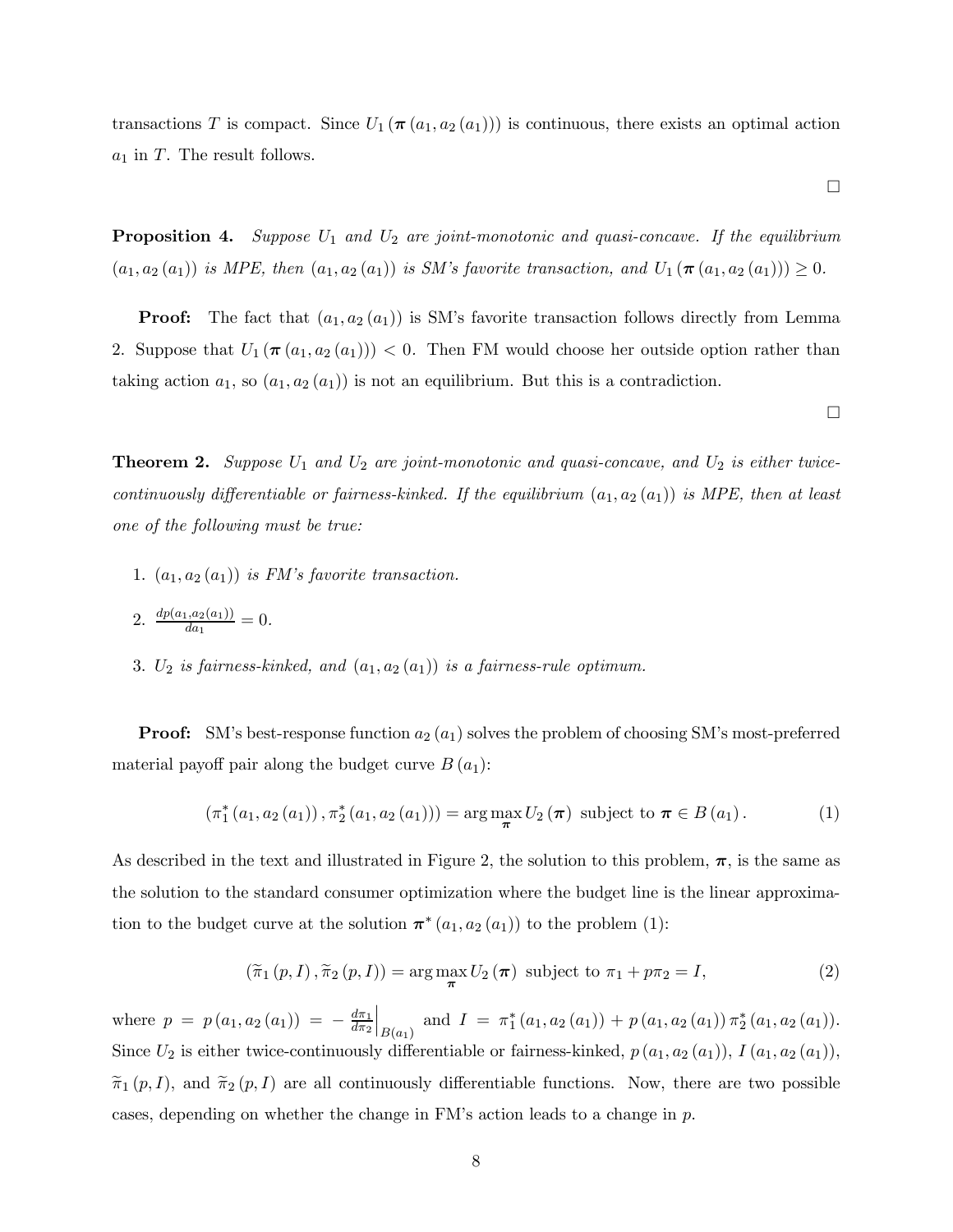transactions $T$ is compact. Since $U_1(\boldsymbol{\pi}(a_1, a_2(a_1)))$ is continuous, there exists an optimal action $a_1$ in $T$. The result follows.

□

**Proposition 4.** *Suppose $U_1$ and $U_2$ are joint-monotonic and quasi-concave. If the equilibrium $(a_1, a_2(a_1))$ is MPE, then $(a_1, a_2(a_1))$ is SM's favorite transaction, and $U_1(\boldsymbol{\pi}(a_1, a_2(a_1))) \geq 0$.*

**Proof:** The fact that $(a_1, a_2(a_1))$ is SM's favorite transaction follows directly from Lemma 2. Suppose that $U_1(\boldsymbol{\pi}(a_1, a_2(a_1))) < 0$. Then FM would choose her outside option rather than taking action $a_1$, so $(a_1, a_2(a_1))$ is not an equilibrium. But this is a contradiction.

□

**Theorem 2.** *Suppose $U_1$ and $U_2$ are joint-monotonic and quasi-concave, and $U_2$ is either twice-continuously differentiable or fairness-kinked. If the equilibrium $(a_1, a_2(a_1))$ is MPE, then at least one of the following must be true:*

1. *$(a_1, a_2(a_1))$ is FM's favorite transaction.*
2. *$\frac{dp(a_1, a_2(a_1))}{da_1} = 0$.*
3. *$U_2$ is fairness-kinked, and $(a_1, a_2(a_1))$ is a fairness-rule optimum.*

**Proof:** SM's best-response function $a_2(a_1)$ solves the problem of choosing SM's most-preferred material payoff pair along the budget curve $B(a_1)$:

$$(\pi_1^*(a_1, a_2(a_1)), \pi_2^*(a_1, a_2(a_1))) = \arg\max_{\boldsymbol{\pi}} U_2(\boldsymbol{\pi}) \text{ subject to } \boldsymbol{\pi} \in B(a_1). \tag{1}$$

As described in the text and illustrated in Figure 2, the solution to this problem, $\boldsymbol{\pi}$, is the same as the solution to the standard consumer optimization where the budget line is the linear approximation to the budget curve at the solution $\boldsymbol{\pi}^*(a_1, a_2(a_1))$ to the problem (1):

$$(\widetilde{\pi}_1(p, I), \widetilde{\pi}_2(p, I)) = \arg\max_{\boldsymbol{\pi}} U_2(\boldsymbol{\pi}) \text{ subject to } \pi_1 + p\pi_2 = I, \tag{2}$$

where $p = p(a_1, a_2(a_1)) = -\left.\frac{d\pi_1}{d\pi_2}\right|_{B(a_1)}$ and $I = \pi_1^*(a_1, a_2(a_1)) + p(a_1, a_2(a_1))\,\pi_2^*(a_1, a_2(a_1))$. Since $U_2$ is either twice-continuously differentiable or fairness-kinked, $p(a_1, a_2(a_1))$, $I(a_1, a_2(a_1))$, $\widetilde{\pi}_1(p, I)$, and $\widetilde{\pi}_2(p, I)$ are all continuously differentiable functions. Now, there are two possible cases, depending on whether the change in FM's action leads to a change in $p$.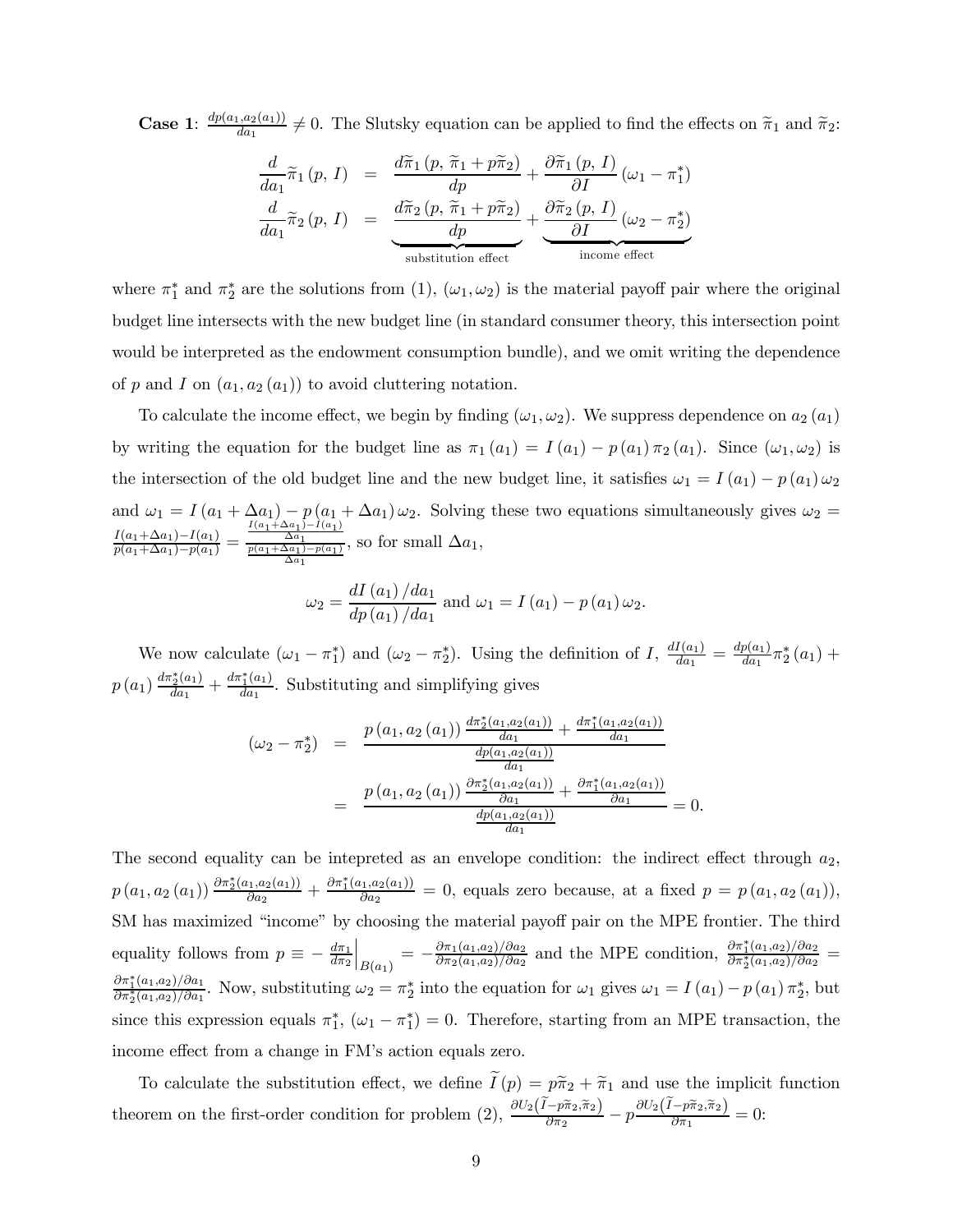**Case 1**: $\frac{dp(a_1,a_2(a_1))}{da_1} \neq 0$. The Slutsky equation can be applied to find the effects on $\widetilde{\pi}_1$ and $\widetilde{\pi}_2$:

$$
\begin{aligned}
\frac{d}{da_1}\widetilde{\pi}_1(p,\, I) &= \frac{d\widetilde{\pi}_1(p,\, \widetilde{\pi}_1 + p\widetilde{\pi}_2)}{dp} + \frac{\partial \widetilde{\pi}_1(p,\, I)}{\partial I}(\omega_1 - \pi_1^*) \\
\frac{d}{da_1}\widetilde{\pi}_2(p,\, I) &= \underbrace{\frac{d\widetilde{\pi}_2(p,\, \widetilde{\pi}_1 + p\widetilde{\pi}_2)}{dp}}_{\text{substitution effect}} + \underbrace{\frac{\partial \widetilde{\pi}_2(p,\, I)}{\partial I}(\omega_2 - \pi_2^*)}_{\text{income effect}}
\end{aligned}
$$

where $\pi_1^*$ and $\pi_2^*$ are the solutions from (1), $(\omega_1, \omega_2)$ is the material payoff pair where the original budget line intersects with the new budget line (in standard consumer theory, this intersection point would be interpreted as the endowment consumption bundle), and we omit writing the dependence of $p$ and $I$ on $(a_1, a_2(a_1))$ to avoid cluttering notation.

To calculate the income effect, we begin by finding $(\omega_1, \omega_2)$. We suppress dependence on $a_2(a_1)$ by writing the equation for the budget line as $\pi_1(a_1) = I(a_1) - p(a_1)\pi_2(a_1)$. Since $(\omega_1, \omega_2)$ is the intersection of the old budget line and the new budget line, it satisfies $\omega_1 = I(a_1) - p(a_1)\omega_2$ and $\omega_1 = I(a_1 + \Delta a_1) - p(a_1 + \Delta a_1)\omega_2$. Solving these two equations simultaneously gives $\omega_2 = \frac{I(a_1+\Delta a_1) - I(a_1)}{p(a_1+\Delta a_1) - p(a_1)} = \frac{\frac{I(a_1+\Delta a_1)-I(a_1)}{\Delta a_1}}{\frac{p(a_1+\Delta a_1)-p(a_1)}{\Delta a_1}}$, so for small $\Delta a_1$,

$$
\omega_2 = \frac{dI(a_1)/da_1}{dp(a_1)/da_1} \text{ and } \omega_1 = I(a_1) - p(a_1)\omega_2.
$$

We now calculate $(\omega_1 - \pi_1^*)$ and $(\omega_2 - \pi_2^*)$. Using the definition of $I$, $\frac{dI(a_1)}{da_1} = \frac{dp(a_1)}{da_1}\pi_2^*(a_1) + p(a_1)\frac{d\pi_2^*(a_1)}{da_1} + \frac{d\pi_1^*(a_1)}{da_1}$. Substituting and simplifying gives

$$
\begin{aligned}
(\omega_2 - \pi_2^*) &= \frac{p(a_1, a_2(a_1))\frac{d\pi_2^*(a_1,a_2(a_1))}{da_1} + \frac{d\pi_1^*(a_1,a_2(a_1))}{da_1}}{\frac{dp(a_1,a_2(a_1))}{da_1}} \\
&= \frac{p(a_1, a_2(a_1))\frac{\partial\pi_2^*(a_1,a_2(a_1))}{\partial a_1} + \frac{\partial\pi_1^*(a_1,a_2(a_1))}{\partial a_1}}{\frac{dp(a_1,a_2(a_1))}{da_1}} = 0.
\end{aligned}
$$

The second equality can be intepreted as an envelope condition: the indirect effect through $a_2$, $p(a_1, a_2(a_1))\frac{\partial\pi_2^*(a_1,a_2(a_1))}{\partial a_2} + \frac{\partial\pi_1^*(a_1,a_2(a_1))}{\partial a_2} = 0$, equals zero because, at a fixed $p = p(a_1, a_2(a_1))$, SM has maximized "income" by choosing the material payoff pair on the MPE frontier. The third equality follows from $p \equiv -\left.\frac{d\pi_1}{d\pi_2}\right|_{B(a_1)} = -\frac{\partial\pi_1(a_1,a_2)/\partial a_2}{\partial\pi_2(a_1,a_2)/\partial a_2}$ and the MPE condition, $\frac{\partial\pi_1^*(a_1,a_2)/\partial a_2}{\partial\pi_2^*(a_1,a_2)/\partial a_2} = \frac{\partial\pi_1^*(a_1,a_2)/\partial a_1}{\partial\pi_2^*(a_1,a_2)/\partial a_1}$. Now, substituting $\omega_2 = \pi_2^*$ into the equation for $\omega_1$ gives $\omega_1 = I(a_1) - p(a_1)\pi_2^*$, but since this expression equals $\pi_1^*$, $(\omega_1 - \pi_1^*) = 0$. Therefore, starting from an MPE transaction, the income effect from a change in FM's action equals zero.

To calculate the substitution effect, we define $\widetilde{I}(p) = p\widetilde{\pi}_2 + \widetilde{\pi}_1$ and use the implicit function theorem on the first-order condition for problem (2), $\frac{\partial U_2(\widetilde{I} - p\widetilde{\pi}_2, \widetilde{\pi}_2)}{\partial \pi_2} - p\frac{\partial U_2(\widetilde{I} - p\widetilde{\pi}_2, \widetilde{\pi}_2)}{\partial \pi_1} = 0$: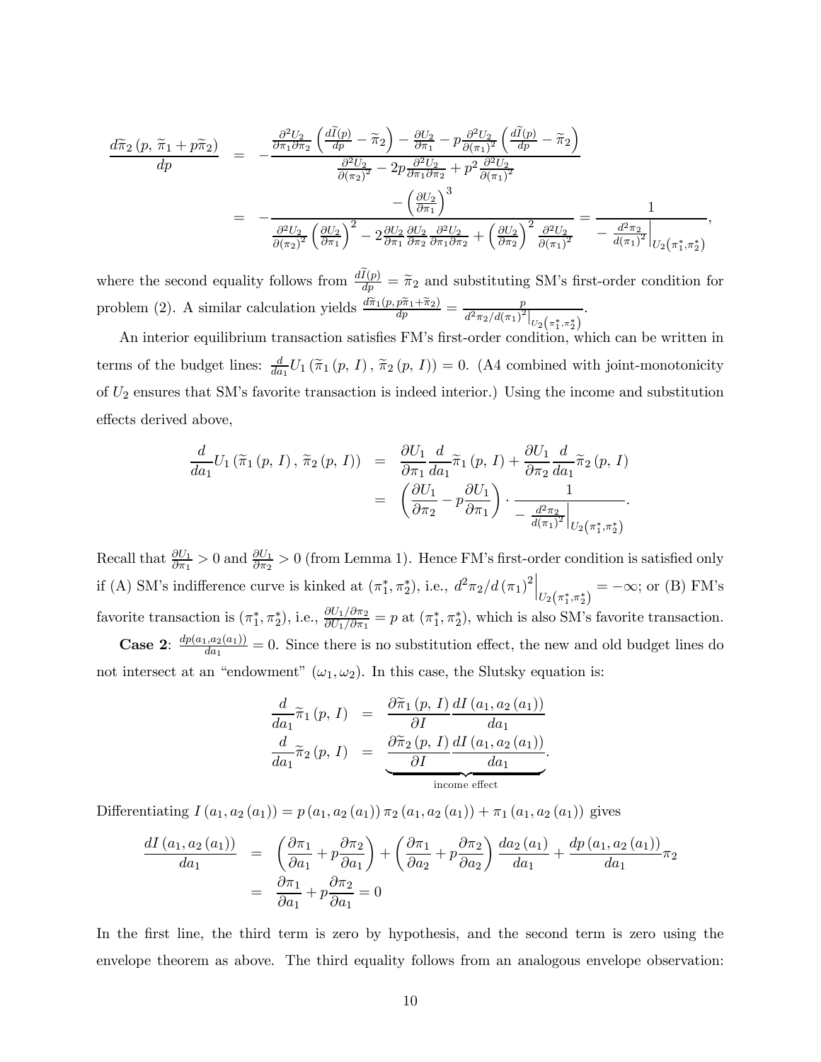$$
\begin{aligned}
\frac{d\widetilde{\pi}_2\left(p,\,\widetilde{\pi}_1+p\widetilde{\pi}_2\right)}{dp} &= -\frac{\frac{\partial^2 U_2}{\partial\pi_1\partial\pi_2}\left(\frac{d\widetilde{I}(p)}{dp}-\widetilde{\pi}_2\right)-\frac{\partial U_2}{\partial\pi_1}-p\frac{\partial^2 U_2}{\partial(\pi_1)^2}\left(\frac{d\widetilde{I}(p)}{dp}-\widetilde{\pi}_2\right)}{\frac{\partial^2 U_2}{\partial(\pi_2)^2}-2p\frac{\partial^2 U_2}{\partial\pi_1\partial\pi_2}+p^2\frac{\partial^2 U_2}{\partial(\pi_1)^2}} \\
&= -\frac{-\left(\frac{\partial U_2}{\partial\pi_1}\right)^3}{\frac{\partial^2 U_2}{\partial(\pi_2)^2}\left(\frac{\partial U_2}{\partial\pi_1}\right)^2-2\frac{\partial U_2}{\partial\pi_1}\frac{\partial U_2}{\partial\pi_2}\frac{\partial^2 U_2}{\partial\pi_1\partial\pi_2}+\left(\frac{\partial U_2}{\partial\pi_2}\right)^2\frac{\partial^2 U_2}{\partial(\pi_1)^2}} = \frac{1}{-\left.\frac{d^2\pi_2}{d(\pi_1)^2}\right|_{U_2\left(\pi_1^*,\pi_2^*\right)}},
\end{aligned}
$$

where the second equality follows from $\frac{d\widetilde{I}(p)}{dp}=\widetilde{\pi}_2$ and substituting SM's first-order condition for problem (2). A similar calculation yields $\frac{d\widetilde{\pi}_1(p,p\widetilde{\pi}_1+\widetilde{\pi}_2)}{dp}=\frac{p}{\left.d^2\pi_2/d(\pi_1)^2\right|_{U_2\left(\pi_1^*,\pi_2^*\right)}}$.

An interior equilibrium transaction satisfies FM's first-order condition, which can be written in terms of the budget lines: $\frac{d}{da_1}U_1\left(\widetilde{\pi}_1\left(p,\,I\right),\,\widetilde{\pi}_2\left(p,\,I\right)\right)=0$. (A4 combined with joint-monotonicity of $U_2$ ensures that SM's favorite transaction is indeed interior.) Using the income and substitution effects derived above,

$$
\begin{aligned}
\frac{d}{da_1}U_1\left(\widetilde{\pi}_1\left(p,\,I\right),\,\widetilde{\pi}_2\left(p,\,I\right)\right) &= \frac{\partial U_1}{\partial\pi_1}\frac{d}{da_1}\widetilde{\pi}_1\left(p,\,I\right)+\frac{\partial U_1}{\partial\pi_2}\frac{d}{da_1}\widetilde{\pi}_2\left(p,\,I\right) \\
&= \left(\frac{\partial U_1}{\partial\pi_2}-p\frac{\partial U_1}{\partial\pi_1}\right)\cdot\frac{1}{-\left.\frac{d^2\pi_2}{d(\pi_1)^2}\right|_{U_2\left(\pi_1^*,\pi_2^*\right)}}.
\end{aligned}
$$

Recall that $\frac{\partial U_1}{\partial\pi_1}>0$ and $\frac{\partial U_1}{\partial\pi_2}>0$ (from Lemma 1). Hence FM's first-order condition is satisfied only if (A) SM's indifference curve is kinked at $(\pi_1^*,\pi_2^*)$, i.e., $\left.d^2\pi_2/d\left(\pi_1\right)^2\right|_{U_2\left(\pi_1^*,\pi_2^*\right)}=-\infty$; or (B) FM's favorite transaction is $(\pi_1^*,\pi_2^*)$, i.e., $\frac{\partial U_1/\partial\pi_2}{\partial U_1/\partial\pi_1}=p$ at $(\pi_1^*,\pi_2^*)$, which is also SM's favorite transaction.

**Case 2**: $\frac{dp(a_1,a_2(a_1))}{da_1}=0$. Since there is no substitution effect, the new and old budget lines do not intersect at an "endowment" $(\omega_1,\omega_2)$. In this case, the Slutsky equation is:

$$
\begin{aligned}
\frac{d}{da_1}\widetilde{\pi}_1\left(p,\,I\right) &= \frac{\partial\widetilde{\pi}_1\left(p,\,I\right)}{\partial I}\frac{dI\left(a_1,a_2\left(a_1\right)\right)}{da_1} \\
\frac{d}{da_1}\widetilde{\pi}_2\left(p,\,I\right) &= \underbrace{\frac{\partial\widetilde{\pi}_2\left(p,\,I\right)}{\partial I}\frac{dI\left(a_1,a_2\left(a_1\right)\right)}{da_1}}_{\text{income effect}}.
\end{aligned}
$$

Differentiating $I\left(a_1,a_2\left(a_1\right)\right)=p\left(a_1,a_2\left(a_1\right)\right)\pi_2\left(a_1,a_2\left(a_1\right)\right)+\pi_1\left(a_1,a_2\left(a_1\right)\right)$ gives

$$
\begin{aligned}
\frac{dI\left(a_1,a_2\left(a_1\right)\right)}{da_1} &= \left(\frac{\partial\pi_1}{\partial a_1}+p\frac{\partial\pi_2}{\partial a_1}\right)+\left(\frac{\partial\pi_1}{\partial a_2}+p\frac{\partial\pi_2}{\partial a_2}\right)\frac{da_2\left(a_1\right)}{da_1}+\frac{dp\left(a_1,a_2\left(a_1\right)\right)}{da_1}\pi_2 \\
&= \frac{\partial\pi_1}{\partial a_1}+p\frac{\partial\pi_2}{\partial a_1}=0
\end{aligned}
$$

In the first line, the third term is zero by hypothesis, and the second term is zero using the envelope theorem as above. The third equality follows from an analogous envelope observation: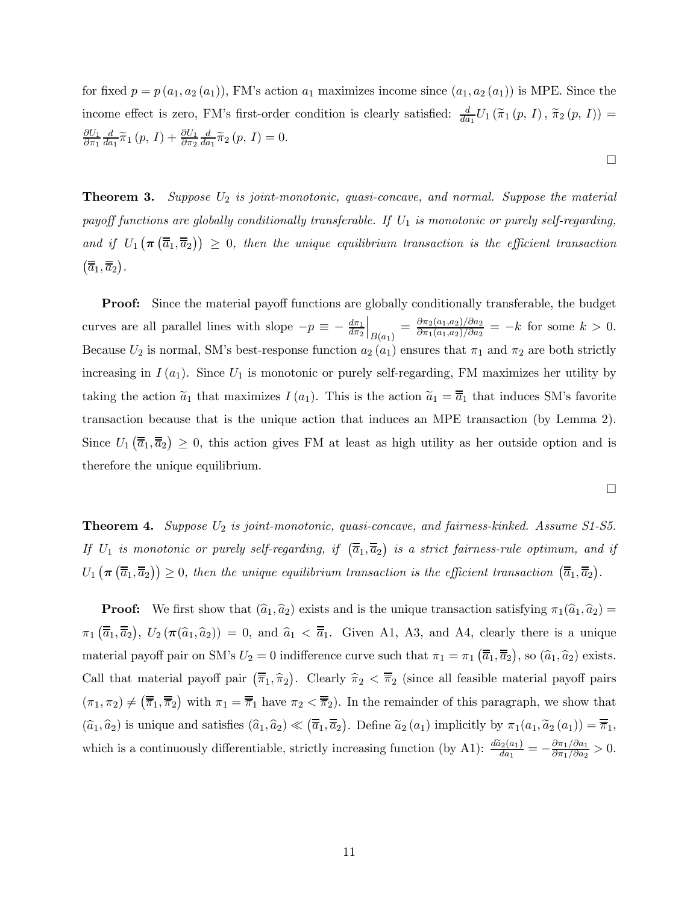for fixed $p = p(a_1, a_2(a_1))$, FM's action $a_1$ maximizes income since $(a_1, a_2(a_1))$ is MPE. Since the income effect is zero, FM's first-order condition is clearly satisfied: $\frac{d}{da_1} U_1(\widetilde{\pi}_1(p, I), \widetilde{\pi}_2(p, I)) = \frac{\partial U_1}{\partial \pi_1} \frac{d}{da_1} \widetilde{\pi}_1(p, I) + \frac{\partial U_1}{\partial \pi_2} \frac{d}{da_1} \widetilde{\pi}_2(p, I) = 0$.

□

**Theorem 3.** *Suppose $U_2$ is joint-monotonic, quasi-concave, and normal. Suppose the material payoff functions are globally conditionally transferable. If $U_1$ is monotonic or purely self-regarding, and if $U_1(\boldsymbol{\pi}(\overline{\overline{a}}_1, \overline{\overline{a}}_2)) \geq 0$, then the unique equilibrium transaction is the efficient transaction $(\overline{\overline{a}}_1, \overline{\overline{a}}_2)$.*

**Proof:** Since the material payoff functions are globally conditionally transferable, the budget curves are all parallel lines with slope $-p \equiv -\left.\frac{d\pi_1}{d\pi_2}\right|_{B(a_1)} = \frac{\partial \pi_2(a_1, a_2)/\partial a_2}{\partial \pi_1(a_1, a_2)/\partial a_2} = -k$ for some $k > 0$. Because $U_2$ is normal, SM's best-response function $a_2(a_1)$ ensures that $\pi_1$ and $\pi_2$ are both strictly increasing in $I(a_1)$. Since $U_1$ is monotonic or purely self-regarding, FM maximizes her utility by taking the action $\widetilde{a}_1$ that maximizes $I(a_1)$. This is the action $\widetilde{a}_1 = \overline{\overline{a}}_1$ that induces SM's favorite transaction because that is the unique action that induces an MPE transaction (by Lemma 2). Since $U_1(\overline{\overline{a}}_1, \overline{\overline{a}}_2) \geq 0$, this action gives FM at least as high utility as her outside option and is therefore the unique equilibrium.

□

**Theorem 4.** *Suppose $U_2$ is joint-monotonic, quasi-concave, and fairness-kinked. Assume S1-S5. If $U_1$ is monotonic or purely self-regarding, if $(\overline{\overline{a}}_1, \overline{\overline{a}}_2)$ is a strict fairness-rule optimum, and if $U_1(\boldsymbol{\pi}(\overline{\overline{a}}_1, \overline{\overline{a}}_2)) \geq 0$, then the unique equilibrium transaction is the efficient transaction $(\overline{\overline{a}}_1, \overline{\overline{a}}_2)$.*

**Proof:** We first show that $(\widehat{a}_1, \widehat{a}_2)$ exists and is the unique transaction satisfying $\pi_1(\widehat{a}_1, \widehat{a}_2) = \pi_1(\overline{\overline{a}}_1, \overline{\overline{a}}_2)$, $U_2(\boldsymbol{\pi}(\widehat{a}_1, \widehat{a}_2)) = 0$, and $\widehat{a}_1 < \overline{\overline{a}}_1$. Given A1, A3, and A4, clearly there is a unique material payoff pair on SM's $U_2 = 0$ indifference curve such that $\pi_1 = \pi_1(\overline{\overline{a}}_1, \overline{\overline{a}}_2)$, so $(\widehat{a}_1, \widehat{a}_2)$ exists. Call that material payoff pair $(\overline{\overline{\pi}}_1, \widehat{\pi}_2)$. Clearly $\widehat{\pi}_2 < \overline{\overline{\pi}}_2$ (since all feasible material payoff pairs $(\pi_1, \pi_2) \neq (\overline{\overline{\pi}}_1, \overline{\overline{\pi}}_2)$ with $\pi_1 = \overline{\overline{\pi}}_1$ have $\pi_2 < \overline{\overline{\pi}}_2$). In the remainder of this paragraph, we show that $(\widehat{a}_1, \widehat{a}_2)$ is unique and satisfies $(\widehat{a}_1, \widehat{a}_2) \ll (\overline{\overline{a}}_1, \overline{\overline{a}}_2)$. Define $\widetilde{a}_2(a_1)$ implicitly by $\pi_1(a_1, \widetilde{a}_2(a_1)) = \overline{\overline{\pi}}_1$, which is a continuously differentiable, strictly increasing function (by A1): $\frac{d\widetilde{a}_2(a_1)}{da_1} = -\frac{\partial \pi_1/\partial a_1}{\partial \pi_1/\partial a_2} > 0$.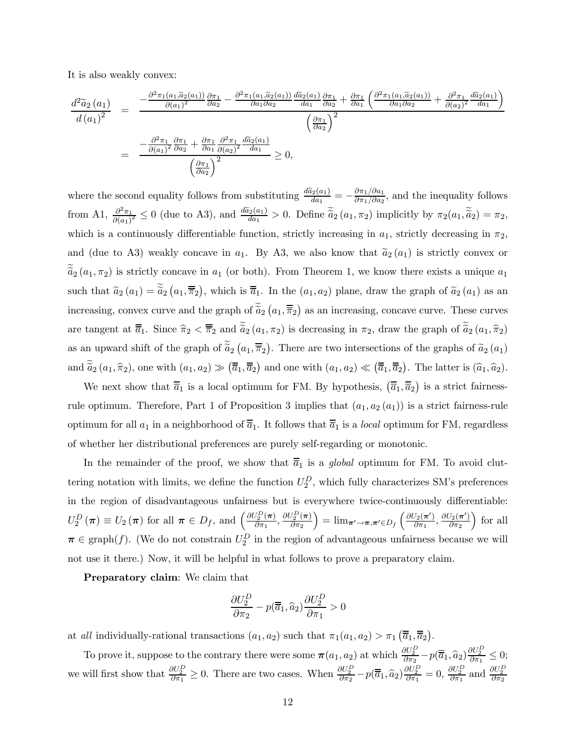It is also weakly convex:

$$
\begin{aligned}
\frac{d^2\widetilde{a}_2(a_1)}{d(a_1)^2} &= \frac{-\frac{\partial^2\pi_1(a_1,\widetilde{a}_2(a_1))}{\partial(a_1)^2}\frac{\partial\pi_1}{\partial a_2} - \frac{\partial^2\pi_1(a_1,\widetilde{a}_2(a_1))}{\partial a_1\partial a_2}\frac{d\widetilde{a}_2(a_1)}{da_1}\frac{\partial\pi_1}{\partial a_2} + \frac{\partial\pi_1}{\partial a_1}\left(\frac{\partial^2\pi_1(a_1,\widetilde{a}_2(a_1))}{\partial a_1\partial a_2} + \frac{\partial^2\pi_1}{\partial(a_2)^2}\frac{d\widetilde{a}_2(a_1)}{da_1}\right)}{\left(\frac{\partial\pi_1}{\partial a_2}\right)^2} \\
&= \frac{-\frac{\partial^2\pi_1}{\partial(a_1)^2}\frac{\partial\pi_1}{\partial a_2} + \frac{\partial\pi_1}{\partial a_1}\frac{\partial^2\pi_1}{\partial(a_2)^2}\frac{d\widetilde{a}_2(a_1)}{da_1}}{\left(\frac{\partial\pi_1}{\partial a_2}\right)^2} \geq 0,
\end{aligned}
$$

where the second equality follows from substituting $\frac{d\widetilde{a}_2(a_1)}{da_1} = -\frac{\partial\pi_1/\partial a_1}{\partial\pi_1/\partial a_2}$, and the inequality follows from A1, $\frac{\partial^2\pi_1}{\partial(a_1)^2} \leq 0$ (due to A3), and $\frac{d\widetilde{a}_2(a_1)}{da_1} > 0$. Define $\widetilde{\widetilde{a}}_2(a_1,\pi_2)$ implicitly by $\pi_2(a_1,\widetilde{\widetilde{a}}_2) = \pi_2$, which is a continuously differentiable function, strictly increasing in $a_1$, strictly decreasing in $\pi_2$, and (due to A3) weakly concave in $a_1$. By A3, we also know that $\widetilde{a}_2(a_1)$ is strictly convex or $\widetilde{\widetilde{a}}_2(a_1,\pi_2)$ is strictly concave in $a_1$ (or both). From Theorem 1, we know there exists a unique $a_1$ such that $\widetilde{a}_2(a_1) = \widetilde{\widetilde{a}}_2\left(a_1,\overline{\overline{\pi}}_2\right)$, which is $\overline{\overline{a}}_1$. In the $(a_1,a_2)$ plane, draw the graph of $\widetilde{a}_2(a_1)$ as an increasing, convex curve and the graph of $\widetilde{\widetilde{a}}_2\left(a_1,\overline{\overline{\pi}}_2\right)$ as an increasing, concave curve. These curves are tangent at $\overline{\overline{a}}_1$. Since $\widehat{\pi}_2 < \overline{\overline{\pi}}_2$ and $\widetilde{\widetilde{a}}_2(a_1,\pi_2)$ is decreasing in $\pi_2$, draw the graph of $\widetilde{\widetilde{a}}_2(a_1,\widehat{\pi}_2)$ as an upward shift of the graph of $\widetilde{\widetilde{a}}_2\left(a_1,\overline{\overline{\pi}}_2\right)$. There are two intersections of the graphs of $\widetilde{a}_2(a_1)$ and $\widetilde{\widetilde{a}}_2(a_1,\widehat{\pi}_2)$, one with $(a_1,a_2) \gg \left(\overline{\overline{a}}_1,\overline{\overline{a}}_2\right)$ and one with $(a_1,a_2) \ll \left(\overline{\overline{a}}_1,\overline{\overline{a}}_2\right)$. The latter is $(\widehat{a}_1,\widehat{a}_2)$.

We next show that $\overline{\overline{a}}_1$ is a local optimum for FM. By hypothesis, $\left(\overline{\overline{a}}_1,\overline{\overline{a}}_2\right)$ is a strict fairness-rule optimum. Therefore, Part 1 of Proposition 3 implies that $(a_1,a_2(a_1))$ is a strict fairness-rule optimum for all $a_1$ in a neighborhood of $\overline{\overline{a}}_1$. It follows that $\overline{\overline{a}}_1$ is a *local* optimum for FM, regardless of whether her distributional preferences are purely self-regarding or monotonic.

In the remainder of the proof, we show that $\overline{\overline{a}}_1$ is a *global* optimum for FM. To avoid cluttering notation with limits, we define the function $U_2^D$, which fully characterizes SM's preferences in the region of disadvantageous unfairness but is everywhere twice-continuously differentiable: $U_2^D(\boldsymbol{\pi}) \equiv U_2(\boldsymbol{\pi})$ for all $\boldsymbol{\pi} \in D_f$, and $\left(\frac{\partial U_2^D(\boldsymbol{\pi})}{\partial\pi_1}, \frac{\partial U_2^D(\boldsymbol{\pi})}{\partial\pi_2}\right) = \lim_{\boldsymbol{\pi}'\to\boldsymbol{\pi},\boldsymbol{\pi}'\in D_f}\left(\frac{\partial U_2(\boldsymbol{\pi}')}{\partial\pi_1}, \frac{\partial U_2(\boldsymbol{\pi}')}{\partial\pi_2}\right)$ for all $\boldsymbol{\pi} \in \text{graph}(f)$. (We do not constrain $U_2^D$ in the region of advantageous unfairness because we will not use it there.) Now, it will be helpful in what follows to prove a preparatory claim.

**Preparatory claim**: We claim that

$$
\frac{\partial U_2^D}{\partial\pi_2} - p(\overline{\overline{a}}_1,\widehat{a}_2)\frac{\partial U_2^D}{\partial\pi_1} > 0
$$

at *all* individually-rational transactions $(a_1,a_2)$ such that $\pi_1(a_1,a_2) > \pi_1\left(\overline{\overline{a}}_1,\overline{\overline{a}}_2\right)$.

To prove it, suppose to the contrary there were some $\boldsymbol{\pi}(a_1,a_2)$ at which $\frac{\partial U_2^D}{\partial\pi_2} - p(\overline{\overline{a}}_1,\widehat{a}_2)\frac{\partial U_2^D}{\partial\pi_1} \leq 0$; we will first show that $\frac{\partial U_2^D}{\partial\pi_1} \geq 0$. There are two cases. When $\frac{\partial U_2^D}{\partial\pi_2} - p(\overline{\overline{a}}_1,\widehat{a}_2)\frac{\partial U_2^D}{\partial\pi_1} = 0$, $\frac{\partial U_2^D}{\partial\pi_1}$ and $\frac{\partial U_2^D}{\partial\pi_2}$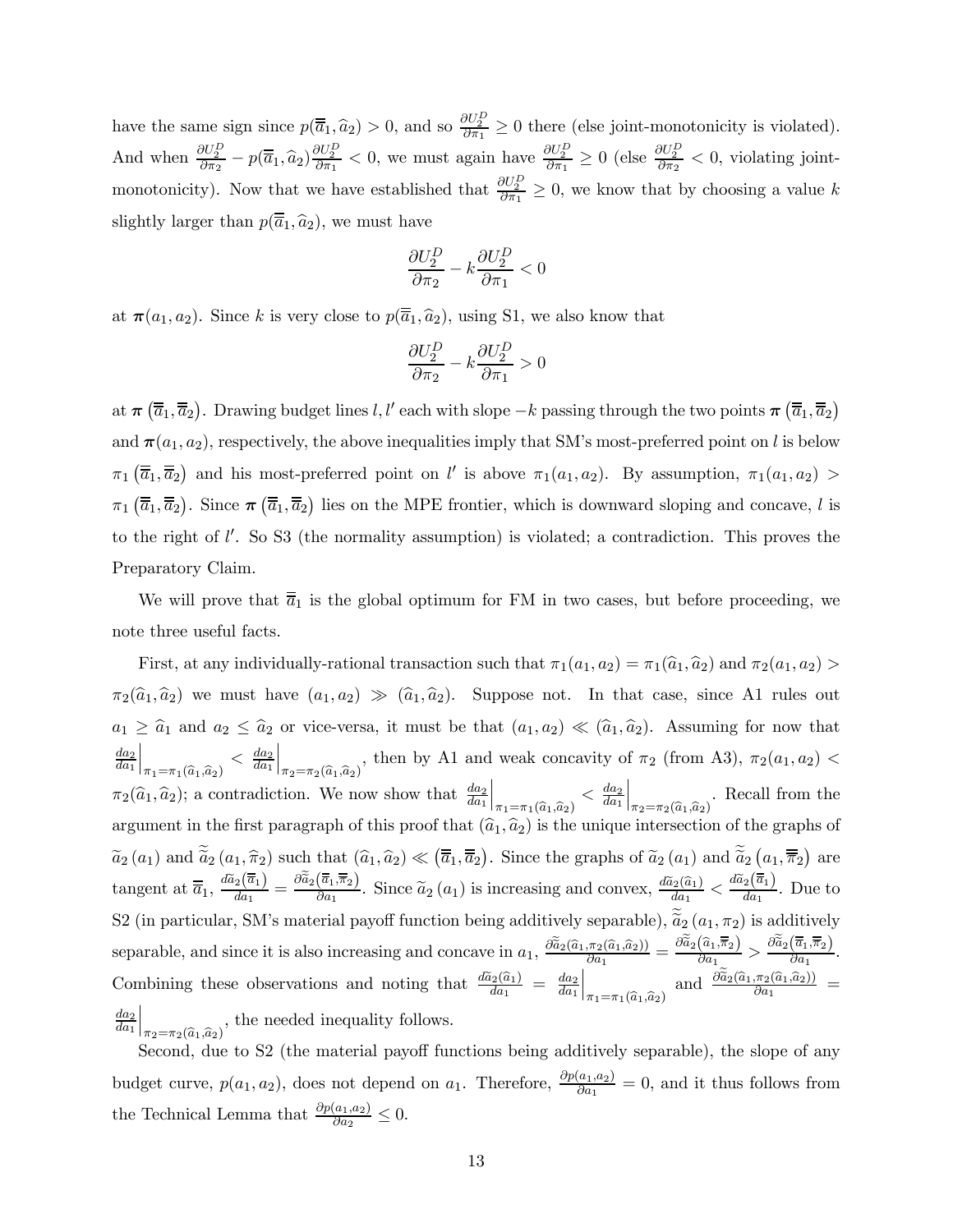have the same sign since $p(\overline{\overline{a}}_1, \widehat{a}_2) > 0$, and so $\frac{\partial U_2^D}{\partial \pi_1} \geq 0$ there (else joint-monotonicity is violated). And when $\frac{\partial U_2^D}{\partial \pi_2} - p(\overline{\overline{a}}_1, \widehat{a}_2)\frac{\partial U_2^D}{\partial \pi_1} < 0$, we must again have $\frac{\partial U_2^D}{\partial \pi_1} \geq 0$ (else $\frac{\partial U_2^D}{\partial \pi_2} < 0$, violating joint-monotonicity). Now that we have established that $\frac{\partial U_2^D}{\partial \pi_1} \geq 0$, we know that by choosing a value $k$ slightly larger than $p(\overline{\overline{a}}_1, \widehat{a}_2)$, we must have

$$\frac{\partial U_2^D}{\partial \pi_2} - k\frac{\partial U_2^D}{\partial \pi_1} < 0$$

at $\boldsymbol{\pi}(a_1, a_2)$. Since $k$ is very close to $p(\overline{\overline{a}}_1, \widehat{a}_2)$, using S1, we also know that

$$\frac{\partial U_2^D}{\partial \pi_2} - k\frac{\partial U_2^D}{\partial \pi_1} > 0$$

at $\boldsymbol{\pi}\left(\overline{\overline{a}}_1, \overline{\overline{a}}_2\right)$. Drawing budget lines $l, l'$ each with slope $-k$ passing through the two points $\boldsymbol{\pi}\left(\overline{\overline{a}}_1, \overline{\overline{a}}_2\right)$ and $\boldsymbol{\pi}(a_1, a_2)$, respectively, the above inequalities imply that SM's most-preferred point on $l$ is below $\pi_1\left(\overline{\overline{a}}_1, \overline{\overline{a}}_2\right)$ and his most-preferred point on $l'$ is above $\pi_1(a_1, a_2)$. By assumption, $\pi_1(a_1, a_2) > \pi_1\left(\overline{\overline{a}}_1, \overline{\overline{a}}_2\right)$. Since $\boldsymbol{\pi}\left(\overline{\overline{a}}_1, \overline{\overline{a}}_2\right)$ lies on the MPE frontier, which is downward sloping and concave, $l$ is to the right of $l'$. So S3 (the normality assumption) is violated; a contradiction. This proves the Preparatory Claim.

We will prove that $\overline{\overline{a}}_1$ is the global optimum for FM in two cases, but before proceeding, we note three useful facts.

First, at any individually-rational transaction such that $\pi_1(a_1, a_2) = \pi_1(\widehat{a}_1, \widehat{a}_2)$ and $\pi_2(a_1, a_2) > \pi_2(\widehat{a}_1, \widehat{a}_2)$ we must have $(a_1, a_2) \gg (\widehat{a}_1, \widehat{a}_2)$. Suppose not. In that case, since A1 rules out $a_1 \geq \widehat{a}_1$ and $a_2 \leq \widehat{a}_2$ or vice-versa, it must be that $(a_1, a_2) \ll (\widehat{a}_1, \widehat{a}_2)$. Assuming for now that $\left.\frac{da_2}{da_1}\right|_{\pi_1 = \pi_1(\widehat{a}_1, \widehat{a}_2)} < \left.\frac{da_2}{da_1}\right|_{\pi_2 = \pi_2(\widehat{a}_1, \widehat{a}_2)}$, then by A1 and weak concavity of $\pi_2$ (from A3), $\pi_2(a_1, a_2) < \pi_2(\widehat{a}_1, \widehat{a}_2)$; a contradiction. We now show that $\left.\frac{da_2}{da_1}\right|_{\pi_1 = \pi_1(\widehat{a}_1, \widehat{a}_2)} < \left.\frac{da_2}{da_1}\right|_{\pi_2 = \pi_2(\widehat{a}_1, \widehat{a}_2)}$. Recall from the argument in the first paragraph of this proof that $(\widehat{a}_1, \widehat{a}_2)$ is the unique intersection of the graphs of $\widetilde{a}_2(a_1)$ and $\widetilde{\widetilde{a}}_2(a_1, \widehat{\pi}_2)$ such that $(\widehat{a}_1, \widehat{a}_2) \ll \left(\overline{\overline{a}}_1, \overline{\overline{a}}_2\right)$. Since the graphs of $\widetilde{a}_2(a_1)$ and $\widetilde{\widetilde{a}}_2\left(a_1, \overline{\overline{\pi}}_2\right)$ are tangent at $\overline{\overline{a}}_1$, $\frac{d\widetilde{a}_2(\overline{\overline{a}}_1)}{da_1} = \frac{\partial \widetilde{\widetilde{a}}_2(\overline{\overline{a}}_1, \overline{\overline{\pi}}_2)}{\partial a_1}$. Since $\widetilde{a}_2(a_1)$ is increasing and convex, $\frac{d\widetilde{a}_2(\widehat{a}_1)}{da_1} < \frac{d\widetilde{a}_2(\overline{\overline{a}}_1)}{da_1}$. Due to S2 (in particular, SM's material payoff function being additively separable), $\widetilde{\widetilde{a}}_2(a_1, \pi_2)$ is additively separable, and since it is also increasing and concave in $a_1$, $\frac{\partial \widetilde{\widetilde{a}}_2(\widehat{a}_1, \pi_2(\widehat{a}_1, \widehat{a}_2))}{\partial a_1} = \frac{\partial \widetilde{\widetilde{a}}_2(\widehat{a}_1, \overline{\overline{\pi}}_2)}{\partial a_1} > \frac{\partial \widetilde{\widetilde{a}}_2(\overline{\overline{a}}_1, \overline{\overline{\pi}}_2)}{\partial a_1}$. Combining these observations and noting that $\frac{d\widetilde{a}_2(\widehat{a}_1)}{da_1} = \left.\frac{da_2}{da_1}\right|_{\pi_1 = \pi_1(\widehat{a}_1, \widehat{a}_2)}$ and $\frac{\partial \widetilde{\widetilde{a}}_2(\widehat{a}_1, \pi_2(\widehat{a}_1, \widehat{a}_2))}{\partial a_1} = \left.\frac{da_2}{da_1}\right|_{\pi_2 = \pi_2(\widehat{a}_1, \widehat{a}_2)}$, the needed inequality follows.

Second, due to S2 (the material payoff functions being additively separable), the slope of any budget curve, $p(a_1, a_2)$, does not depend on $a_1$. Therefore, $\frac{\partial p(a_1, a_2)}{\partial a_1} = 0$, and it thus follows from the Technical Lemma that $\frac{\partial p(a_1, a_2)}{\partial a_2} \leq 0$.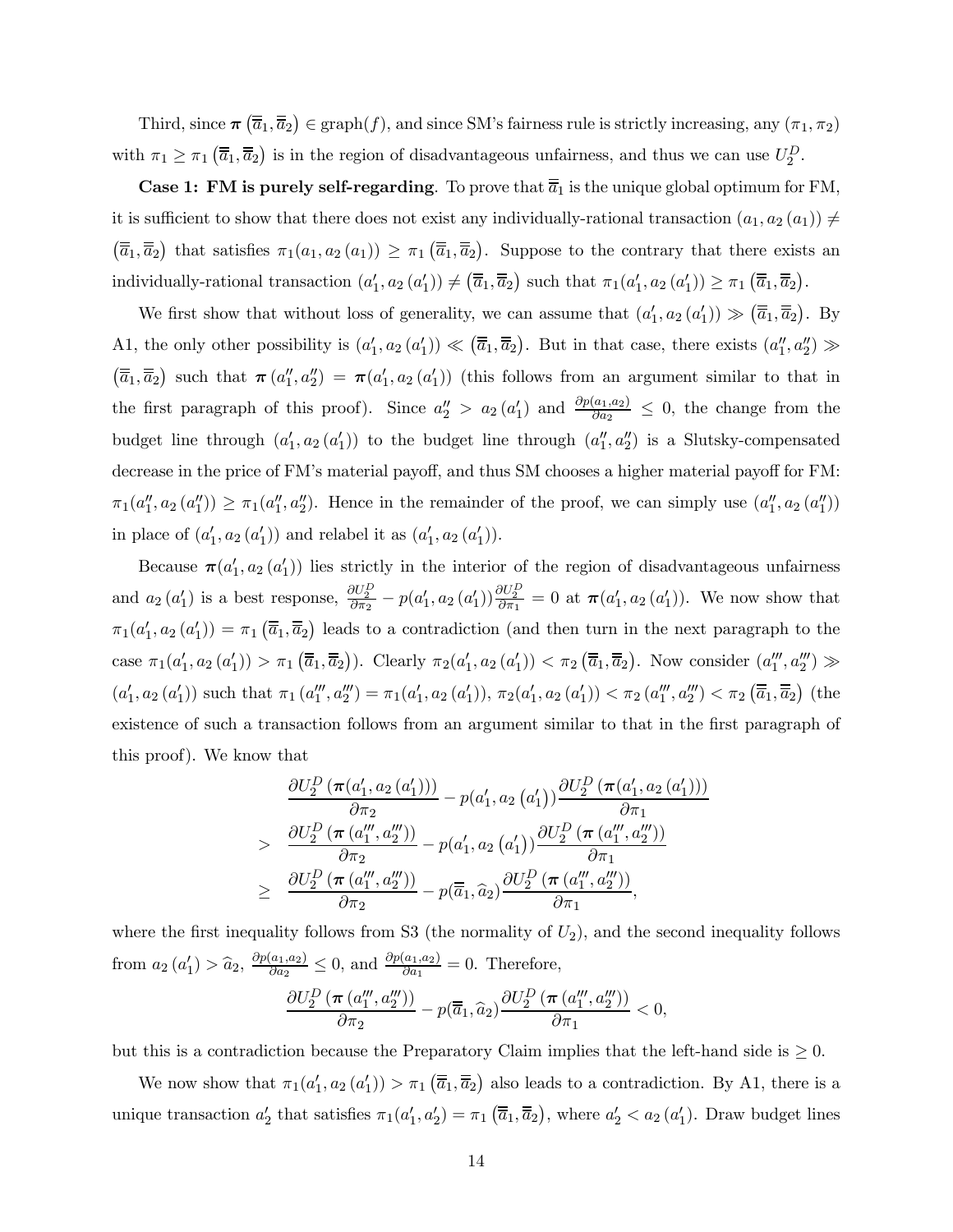Third, since $\boldsymbol{\pi}\left(\overline{\overline{a}}_1, \overline{\overline{a}}_2\right) \in \text{graph}(f)$, and since SM's fairness rule is strictly increasing, any $(\pi_1, \pi_2)$ with $\pi_1 \geq \pi_1\left(\overline{\overline{a}}_1, \overline{\overline{a}}_2\right)$ is in the region of disadvantageous unfairness, and thus we can use $U_2^D$.

**Case 1: FM is purely self-regarding**. To prove that $\overline{\overline{a}}_1$ is the unique global optimum for FM, it is sufficient to show that there does not exist any individually-rational transaction $(a_1, a_2(a_1)) \neq \left(\overline{\overline{a}}_1, \overline{\overline{a}}_2\right)$ that satisfies $\pi_1(a_1, a_2(a_1)) \geq \pi_1\left(\overline{\overline{a}}_1, \overline{\overline{a}}_2\right)$. Suppose to the contrary that there exists an individually-rational transaction $(a_1', a_2(a_1')) \neq \left(\overline{\overline{a}}_1, \overline{\overline{a}}_2\right)$ such that $\pi_1(a_1', a_2(a_1')) \geq \pi_1\left(\overline{\overline{a}}_1, \overline{\overline{a}}_2\right)$.

We first show that without loss of generality, we can assume that $(a_1', a_2(a_1')) \gg \left(\overline{\overline{a}}_1, \overline{\overline{a}}_2\right)$. By A1, the only other possibility is $(a_1', a_2(a_1')) \ll \left(\overline{\overline{a}}_1, \overline{\overline{a}}_2\right)$. But in that case, there exists $(a_1'', a_2'') \gg \left(\overline{\overline{a}}_1, \overline{\overline{a}}_2\right)$ such that $\boldsymbol{\pi}(a_1'', a_2'') = \boldsymbol{\pi}(a_1', a_2(a_1'))$ (this follows from an argument similar to that in the first paragraph of this proof). Since $a_2'' > a_2(a_1')$ and $\frac{\partial p(a_1, a_2)}{\partial a_2} \leq 0$, the change from the budget line through $(a_1', a_2(a_1'))$ to the budget line through $(a_1'', a_2'')$ is a Slutsky-compensated decrease in the price of FM's material payoff, and thus SM chooses a higher material payoff for FM: $\pi_1(a_1'', a_2(a_1'')) \geq \pi_1(a_1'', a_2'')$. Hence in the remainder of the proof, we can simply use $(a_1'', a_2(a_1''))$ in place of $(a_1', a_2(a_1'))$ and relabel it as $(a_1', a_2(a_1'))$.

Because $\boldsymbol{\pi}(a_1', a_2(a_1'))$ lies strictly in the interior of the region of disadvantageous unfairness and $a_2(a_1')$ is a best response, $\frac{\partial U_2^D}{\partial \pi_2} - p(a_1', a_2(a_1'))\frac{\partial U_2^D}{\partial \pi_1} = 0$ at $\boldsymbol{\pi}(a_1', a_2(a_1'))$. We now show that $\pi_1(a_1', a_2(a_1')) = \pi_1\left(\overline{\overline{a}}_1, \overline{\overline{a}}_2\right)$ leads to a contradiction (and then turn in the next paragraph to the case $\pi_1(a_1', a_2(a_1')) > \pi_1\left(\overline{\overline{a}}_1, \overline{\overline{a}}_2\right)$). Clearly $\pi_2(a_1', a_2(a_1')) < \pi_2\left(\overline{\overline{a}}_1, \overline{\overline{a}}_2\right)$. Now consider $(a_1''', a_2''') \gg (a_1', a_2(a_1'))$ such that $\pi_1(a_1''', a_2''') = \pi_1(a_1', a_2(a_1'))$, $\pi_2(a_1', a_2(a_1')) < \pi_2(a_1''', a_2''') < \pi_2\left(\overline{\overline{a}}_1, \overline{\overline{a}}_2\right)$ (the existence of such a transaction follows from an argument similar to that in the first paragraph of this proof). We know that

$$
\begin{aligned}
& \frac{\partial U_2^D\left(\boldsymbol{\pi}(a_1', a_2(a_1'))\right)}{\partial \pi_2} - p(a_1', a_2(a_1'))\frac{\partial U_2^D\left(\boldsymbol{\pi}(a_1', a_2(a_1'))\right)}{\partial \pi_1} \\
> \; & \frac{\partial U_2^D\left(\boldsymbol{\pi}(a_1''', a_2''')\right)}{\partial \pi_2} - p(a_1', a_2(a_1'))\frac{\partial U_2^D\left(\boldsymbol{\pi}(a_1''', a_2''')\right)}{\partial \pi_1} \\
\geq \; & \frac{\partial U_2^D\left(\boldsymbol{\pi}(a_1''', a_2''')\right)}{\partial \pi_2} - p(\overline{\overline{a}}_1, \widehat{a}_2)\frac{\partial U_2^D\left(\boldsymbol{\pi}(a_1''', a_2''')\right)}{\partial \pi_1},
\end{aligned}
$$

where the first inequality follows from S3 (the normality of $U_2$), and the second inequality follows from $a_2(a_1') > \widehat{a}_2$, $\frac{\partial p(a_1, a_2)}{\partial a_2} \leq 0$, and $\frac{\partial p(a_1, a_2)}{\partial a_1} = 0$. Therefore,

$$
\frac{\partial U_2^D\left(\boldsymbol{\pi}(a_1''', a_2''')\right)}{\partial \pi_2} - p(\overline{\overline{a}}_1, \widehat{a}_2)\frac{\partial U_2^D\left(\boldsymbol{\pi}(a_1''', a_2''')\right)}{\partial \pi_1} < 0,
$$

but this is a contradiction because the Preparatory Claim implies that the left-hand side is $\geq 0$.

We now show that $\pi_1(a_1', a_2(a_1')) > \pi_1\left(\overline{\overline{a}}_1, \overline{\overline{a}}_2\right)$ also leads to a contradiction. By A1, there is a unique transaction $a_2'$ that satisfies $\pi_1(a_1', a_2') = \pi_1\left(\overline{\overline{a}}_1, \overline{\overline{a}}_2\right)$, where $a_2' < a_2(a_1')$. Draw budget lines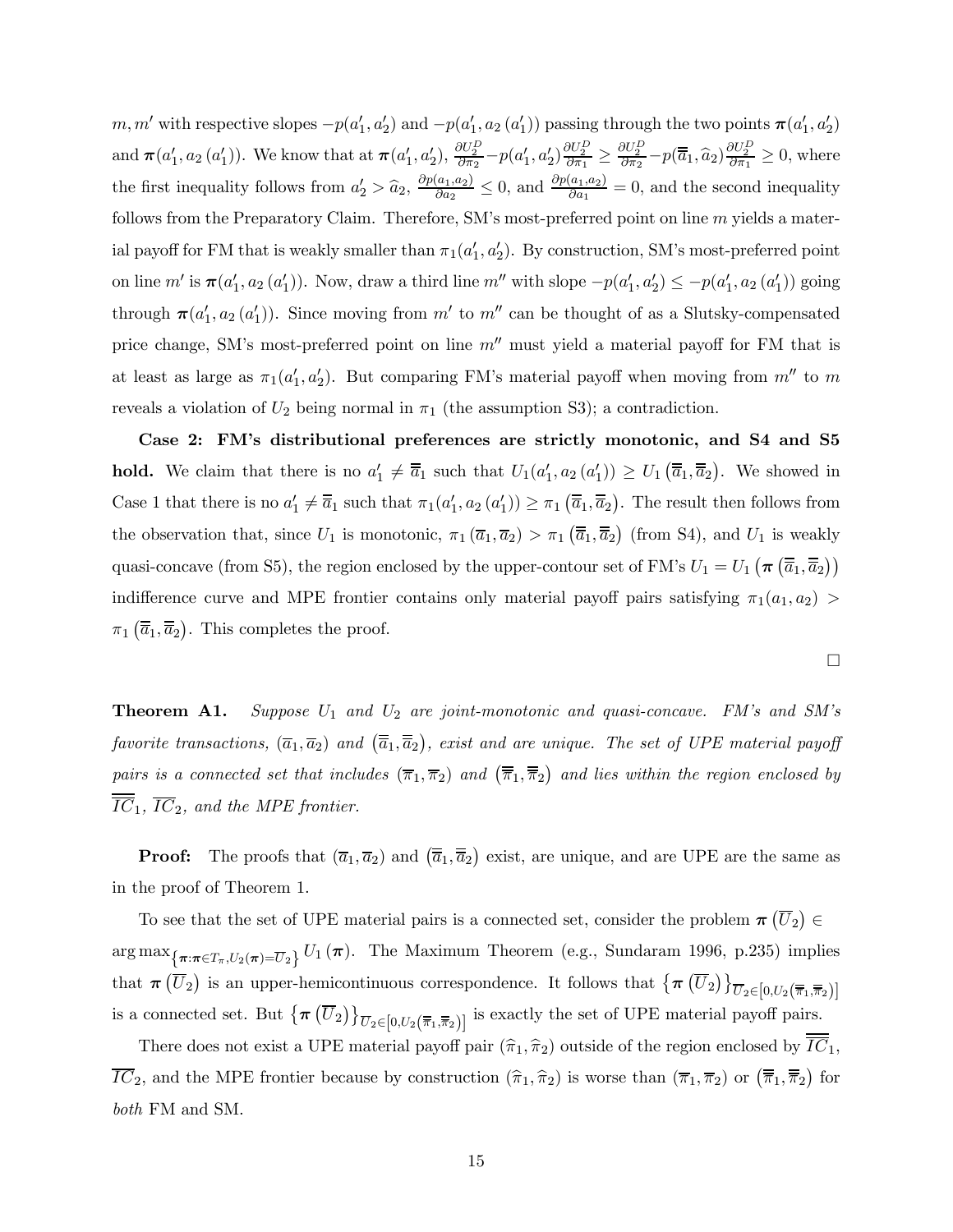$m, m'$ with respective slopes $-p(a_1', a_2')$ and $-p(a_1', a_2(a_1'))$ passing through the two points $\boldsymbol{\pi}(a_1', a_2')$ and $\boldsymbol{\pi}(a_1', a_2(a_1'))$. We know that at $\boldsymbol{\pi}(a_1', a_2')$, $\frac{\partial U_2^D}{\partial \pi_2} - p(a_1', a_2')\frac{\partial U_2^D}{\partial \pi_1} \geq \frac{\partial U_2^D}{\partial \pi_2} - p(\overline{\overline{a}}_1, \widehat{a}_2)\frac{\partial U_2^D}{\partial \pi_1} \geq 0$, where the first inequality follows from $a_2' > \widehat{a}_2$, $\frac{\partial p(a_1,a_2)}{\partial a_2} \leq 0$, and $\frac{\partial p(a_1,a_2)}{\partial a_1} = 0$, and the second inequality follows from the Preparatory Claim. Therefore, SM's most-preferred point on line $m$ yields a material payoff for FM that is weakly smaller than $\pi_1(a_1', a_2')$. By construction, SM's most-preferred point on line $m'$ is $\boldsymbol{\pi}(a_1', a_2(a_1'))$. Now, draw a third line $m''$ with slope $-p(a_1', a_2') \leq -p(a_1', a_2(a_1'))$ going through $\boldsymbol{\pi}(a_1', a_2(a_1'))$. Since moving from $m'$ to $m''$ can be thought of as a Slutsky-compensated price change, SM's most-preferred point on line $m''$ must yield a material payoff for FM that is at least as large as $\pi_1(a_1', a_2')$. But comparing FM's material payoff when moving from $m''$ to $m$ reveals a violation of $U_2$ being normal in $\pi_1$ (the assumption S3); a contradiction.

**Case 2: FM's distributional preferences are strictly monotonic, and S4 and S5 hold.** We claim that there is no $a_1' \neq \overline{\overline{a}}_1$ such that $U_1(a_1', a_2(a_1')) \geq U_1(\overline{\overline{a}}_1, \overline{\overline{a}}_2)$. We showed in Case 1 that there is no $a_1' \neq \overline{\overline{a}}_1$ such that $\pi_1(a_1', a_2(a_1')) \geq \pi_1(\overline{\overline{a}}_1, \overline{\overline{a}}_2)$. The result then follows from the observation that, since $U_1$ is monotonic, $\pi_1(\overline{a}_1, \overline{a}_2) > \pi_1(\overline{\overline{a}}_1, \overline{\overline{a}}_2)$ (from S4), and $U_1$ is weakly quasi-concave (from S5), the region enclosed by the upper-contour set of FM's $U_1 = U_1(\boldsymbol{\pi}(\overline{\overline{a}}_1, \overline{\overline{a}}_2))$ indifference curve and MPE frontier contains only material payoff pairs satisfying $\pi_1(a_1, a_2) > \pi_1(\overline{\overline{a}}_1, \overline{\overline{a}}_2)$. This completes the proof.

□

**Theorem A1.** *Suppose $U_1$ and $U_2$ are joint-monotonic and quasi-concave. FM's and SM's favorite transactions, $(\overline{a}_1, \overline{a}_2)$ and $(\overline{\overline{a}}_1, \overline{\overline{a}}_2)$, exist and are unique. The set of UPE material payoff pairs is a connected set that includes $(\overline{\pi}_1, \overline{\pi}_2)$ and $(\overline{\overline{\pi}}_1, \overline{\overline{\pi}}_2)$ and lies within the region enclosed by $\overline{\overline{IC}}_1$, $\overline{IC}_2$, and the MPE frontier.*

**Proof:** The proofs that $(\overline{a}_1, \overline{a}_2)$ and $(\overline{\overline{a}}_1, \overline{\overline{a}}_2)$ exist, are unique, and are UPE are the same as in the proof of Theorem 1.

To see that the set of UPE material pairs is a connected set, consider the problem $\boldsymbol{\pi}(\overline{U}_2) \in \arg\max_{\{\boldsymbol{\pi}:\boldsymbol{\pi}\in T_\pi, U_2(\boldsymbol{\pi})=\overline{U}_2\}} U_1(\boldsymbol{\pi})$. The Maximum Theorem (e.g., Sundaram 1996, p.235) implies that $\boldsymbol{\pi}(\overline{U}_2)$ is an upper-hemicontinuous correspondence. It follows that $\{\boldsymbol{\pi}(\overline{U}_2)\}_{\overline{U}_2 \in [0, U_2(\overline{\pi}_1, \overline{\pi}_2)]}$ is a connected set. But $\{\boldsymbol{\pi}(\overline{U}_2)\}_{\overline{U}_2 \in [0, U_2(\overline{\overline{\pi}}_1, \overline{\overline{\pi}}_2)]}$ is exactly the set of UPE material payoff pairs.

There does not exist a UPE material payoff pair $(\widehat{\pi}_1, \widehat{\pi}_2)$ outside of the region enclosed by $\overline{\overline{IC}}_1$, $\overline{IC}_2$, and the MPE frontier because by construction $(\widehat{\pi}_1, \widehat{\pi}_2)$ is worse than $(\overline{\pi}_1, \overline{\pi}_2)$ or $(\overline{\overline{\pi}}_1, \overline{\overline{\pi}}_2)$ for *both* FM and SM.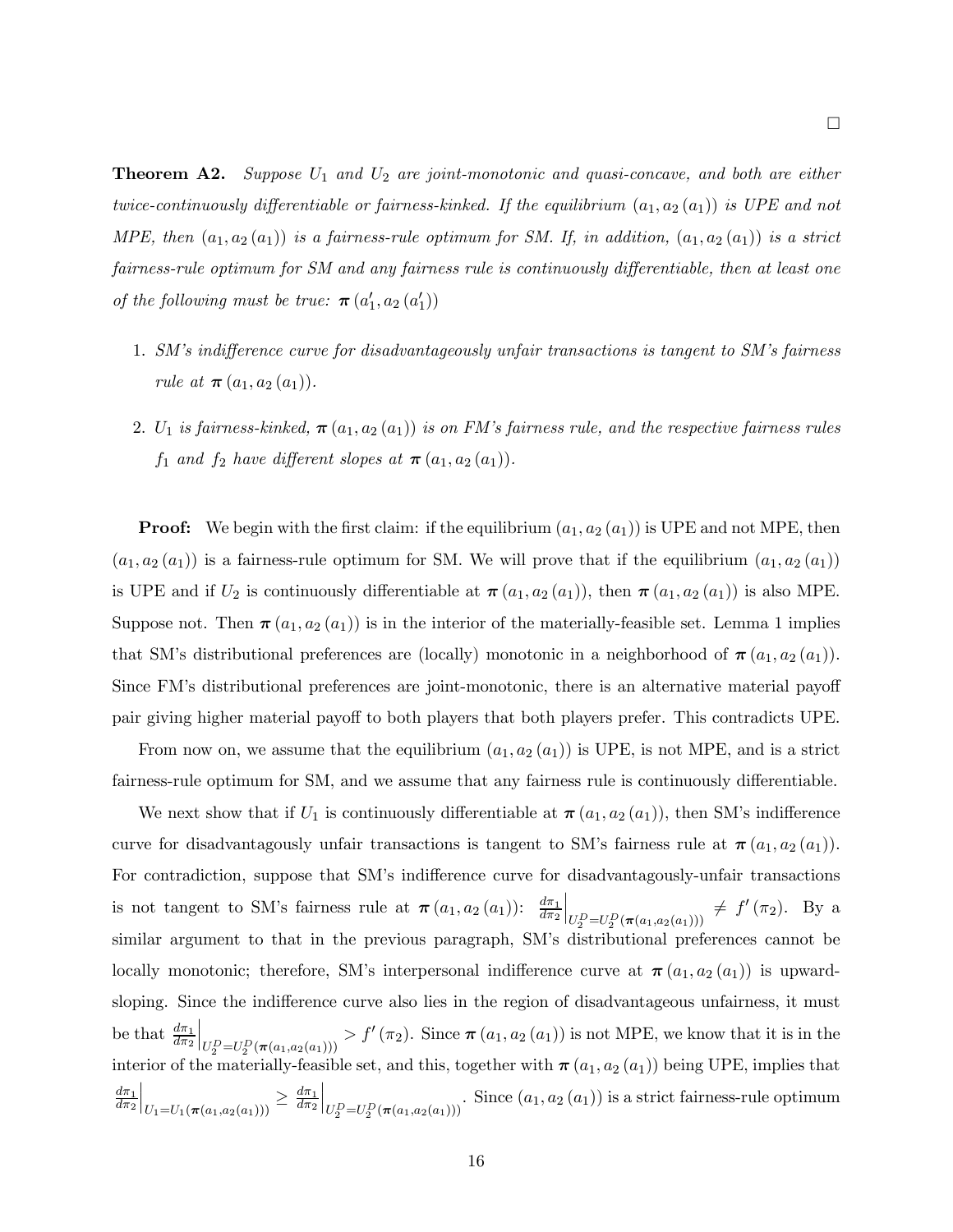□

**Theorem A2.** *Suppose $U_1$ and $U_2$ are joint-monotonic and quasi-concave, and both are either twice-continuously differentiable or fairness-kinked. If the equilibrium $(a_1, a_2(a_1))$ is UPE and not MPE, then $(a_1, a_2(a_1))$ is a fairness-rule optimum for SM. If, in addition, $(a_1, a_2(a_1))$ is a strict fairness-rule optimum for SM and any fairness rule is continuously differentiable, then at least one of the following must be true: $\boldsymbol{\pi}(a_1', a_2(a_1'))$*

1. *SM's indifference curve for disadvantageously unfair transactions is tangent to SM's fairness rule at $\boldsymbol{\pi}(a_1, a_2(a_1))$.*
2. *$U_1$ is fairness-kinked, $\boldsymbol{\pi}(a_1, a_2(a_1))$ is on FM's fairness rule, and the respective fairness rules $f_1$ and $f_2$ have different slopes at $\boldsymbol{\pi}(a_1, a_2(a_1))$.*

**Proof:** We begin with the first claim: if the equilibrium $(a_1, a_2(a_1))$ is UPE and not MPE, then $(a_1, a_2(a_1))$ is a fairness-rule optimum for SM. We will prove that if the equilibrium $(a_1, a_2(a_1))$ is UPE and if $U_2$ is continuously differentiable at $\boldsymbol{\pi}(a_1, a_2(a_1))$, then $\boldsymbol{\pi}(a_1, a_2(a_1))$ is also MPE. Suppose not. Then $\boldsymbol{\pi}(a_1, a_2(a_1))$ is in the interior of the materially-feasible set. Lemma 1 implies that SM's distributional preferences are (locally) monotonic in a neighborhood of $\boldsymbol{\pi}(a_1, a_2(a_1))$. Since FM's distributional preferences are joint-monotonic, there is an alternative material payoff pair giving higher material payoff to both players that both players prefer. This contradicts UPE.

From now on, we assume that the equilibrium $(a_1, a_2(a_1))$ is UPE, is not MPE, and is a strict fairness-rule optimum for SM, and we assume that any fairness rule is continuously differentiable.

We next show that if $U_1$ is continuously differentiable at $\boldsymbol{\pi}(a_1, a_2(a_1))$, then SM's indifference curve for disadvantagously unfair transactions is tangent to SM's fairness rule at $\boldsymbol{\pi}(a_1, a_2(a_1))$. For contradiction, suppose that SM's indifference curve for disadvantagously-unfair transactions is not tangent to SM's fairness rule at $\boldsymbol{\pi}(a_1, a_2(a_1))$: $\left.\frac{d\pi_1}{d\pi_2}\right|_{U_2^D = U_2^D(\boldsymbol{\pi}(a_1, a_2(a_1)))} \neq f'(\pi_2)$. By a similar argument to that in the previous paragraph, SM's distributional preferences cannot be locally monotonic; therefore, SM's interpersonal indifference curve at $\boldsymbol{\pi}(a_1, a_2(a_1))$ is upward-sloping. Since the indifference curve also lies in the region of disadvantageous unfairness, it must be that $\left.\frac{d\pi_1}{d\pi_2}\right|_{U_2^D = U_2^D(\boldsymbol{\pi}(a_1, a_2(a_1)))} > f'(\pi_2)$. Since $\boldsymbol{\pi}(a_1, a_2(a_1))$ is not MPE, we know that it is in the interior of the materially-feasible set, and this, together with $\boldsymbol{\pi}(a_1, a_2(a_1))$ being UPE, implies that $\left.\frac{d\pi_1}{d\pi_2}\right|_{U_1 = U_1(\boldsymbol{\pi}(a_1, a_2(a_1)))} \geq \left.\frac{d\pi_1}{d\pi_2}\right|_{U_2^D = U_2^D(\boldsymbol{\pi}(a_1, a_2(a_1)))}$. Since $(a_1, a_2(a_1))$ is a strict fairness-rule optimum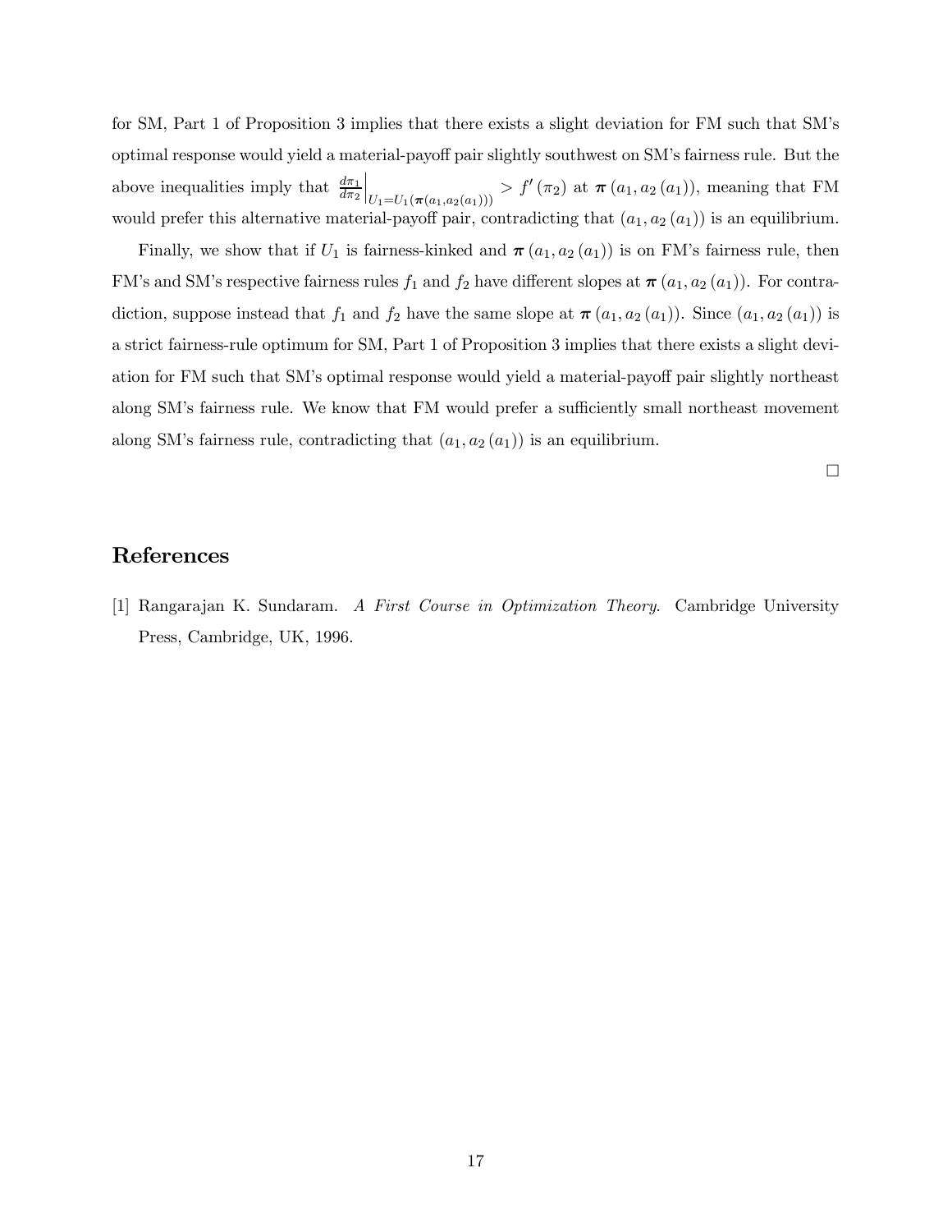for SM, Part 1 of Proposition 3 implies that there exists a slight deviation for FM such that SM's optimal response would yield a material-payoff pair slightly southwest on SM's fairness rule. But the above inequalities imply that $\left.\frac{d\pi_1}{d\pi_2}\right|_{U_1=U_1(\boldsymbol{\pi}(a_1,a_2(a_1)))} > f'(\pi_2)$ at $\boldsymbol{\pi}(a_1, a_2(a_1))$, meaning that FM would prefer this alternative material-payoff pair, contradicting that $(a_1, a_2(a_1))$ is an equilibrium.

Finally, we show that if $U_1$ is fairness-kinked and $\boldsymbol{\pi}(a_1, a_2(a_1))$ is on FM's fairness rule, then FM's and SM's respective fairness rules $f_1$ and $f_2$ have different slopes at $\boldsymbol{\pi}(a_1, a_2(a_1))$. For contradiction, suppose instead that $f_1$ and $f_2$ have the same slope at $\boldsymbol{\pi}(a_1, a_2(a_1))$. Since $(a_1, a_2(a_1))$ is a strict fairness-rule optimum for SM, Part 1 of Proposition 3 implies that there exists a slight deviation for FM such that SM's optimal response would yield a material-payoff pair slightly northeast along SM's fairness rule. We know that FM would prefer a sufficiently small northeast movement along SM's fairness rule, contradicting that $(a_1, a_2(a_1))$ is an equilibrium.

□

# References

[1] Rangarajan K. Sundaram. *A First Course in Optimization Theory*. Cambridge University Press, Cambridge, UK, 1996.